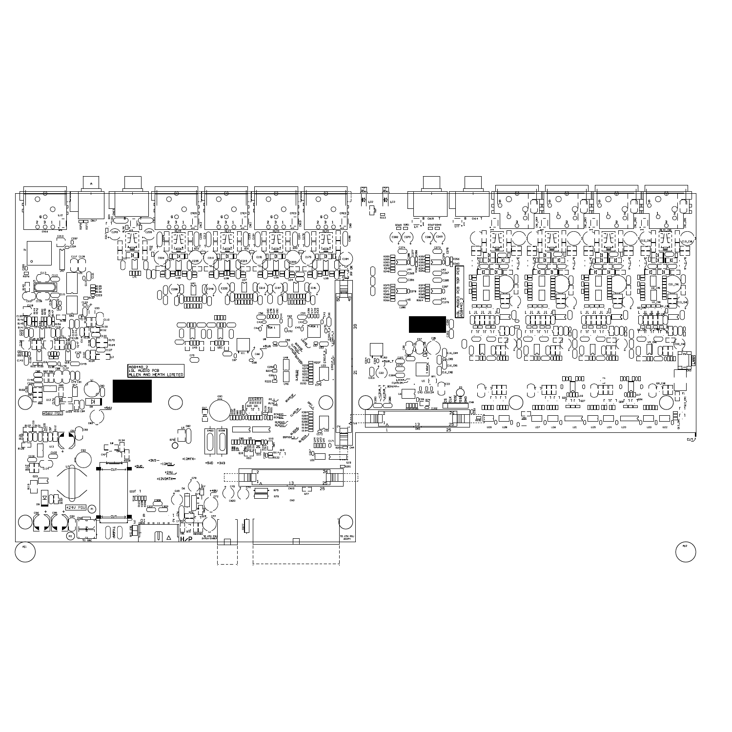AG8440_2
iSL AUDIO PCB
ALLEN AND HEATH LIMITED

iSL AUDIO PCB TOP PCB
AG8440_2

+56V PSU

+24V PSU

H/P

TO ATX PSU 20WAY

TO SRC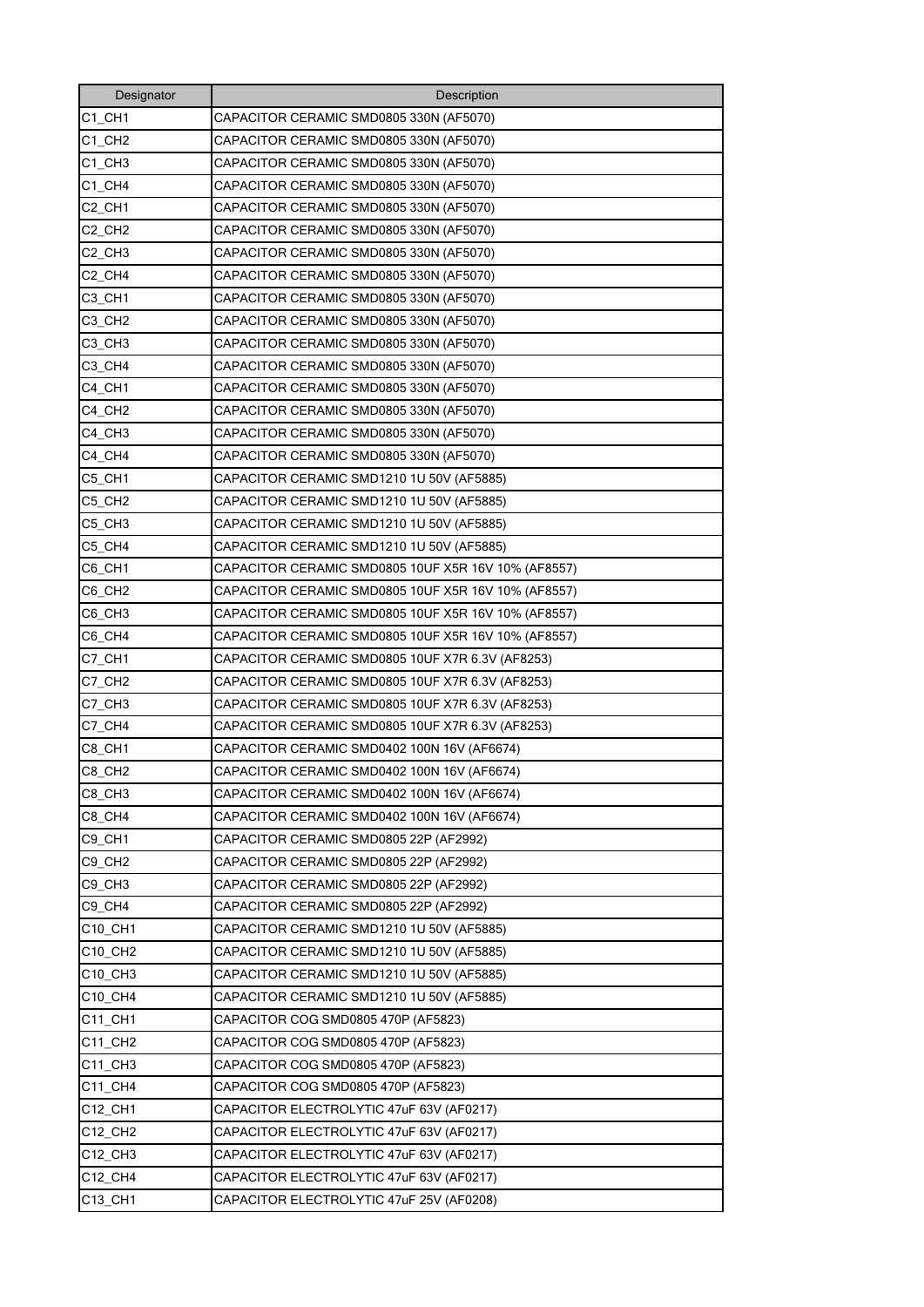| Designator | Description |
|---|---|
| C1_CH1 | CAPACITOR CERAMIC SMD0805 330N (AF5070) |
| C1_CH2 | CAPACITOR CERAMIC SMD0805 330N (AF5070) |
| C1_CH3 | CAPACITOR CERAMIC SMD0805 330N (AF5070) |
| C1_CH4 | CAPACITOR CERAMIC SMD0805 330N (AF5070) |
| C2_CH1 | CAPACITOR CERAMIC SMD0805 330N (AF5070) |
| C2_CH2 | CAPACITOR CERAMIC SMD0805 330N (AF5070) |
| C2_CH3 | CAPACITOR CERAMIC SMD0805 330N (AF5070) |
| C2_CH4 | CAPACITOR CERAMIC SMD0805 330N (AF5070) |
| C3_CH1 | CAPACITOR CERAMIC SMD0805 330N (AF5070) |
| C3_CH2 | CAPACITOR CERAMIC SMD0805 330N (AF5070) |
| C3_CH3 | CAPACITOR CERAMIC SMD0805 330N (AF5070) |
| C3_CH4 | CAPACITOR CERAMIC SMD0805 330N (AF5070) |
| C4_CH1 | CAPACITOR CERAMIC SMD0805 330N (AF5070) |
| C4_CH2 | CAPACITOR CERAMIC SMD0805 330N (AF5070) |
| C4_CH3 | CAPACITOR CERAMIC SMD0805 330N (AF5070) |
| C4_CH4 | CAPACITOR CERAMIC SMD0805 330N (AF5070) |
| C5_CH1 | CAPACITOR CERAMIC SMD1210 1U 50V (AF5885) |
| C5_CH2 | CAPACITOR CERAMIC SMD1210 1U 50V (AF5885) |
| C5_CH3 | CAPACITOR CERAMIC SMD1210 1U 50V (AF5885) |
| C5_CH4 | CAPACITOR CERAMIC SMD1210 1U 50V (AF5885) |
| C6_CH1 | CAPACITOR CERAMIC SMD0805 10UF X5R 16V 10% (AF8557) |
| C6_CH2 | CAPACITOR CERAMIC SMD0805 10UF X5R 16V 10% (AF8557) |
| C6_CH3 | CAPACITOR CERAMIC SMD0805 10UF X5R 16V 10% (AF8557) |
| C6_CH4 | CAPACITOR CERAMIC SMD0805 10UF X5R 16V 10% (AF8557) |
| C7_CH1 | CAPACITOR CERAMIC SMD0805 10UF X7R 6.3V (AF8253) |
| C7_CH2 | CAPACITOR CERAMIC SMD0805 10UF X7R 6.3V (AF8253) |
| C7_CH3 | CAPACITOR CERAMIC SMD0805 10UF X7R 6.3V (AF8253) |
| C7_CH4 | CAPACITOR CERAMIC SMD0805 10UF X7R 6.3V (AF8253) |
| C8_CH1 | CAPACITOR CERAMIC SMD0402 100N 16V (AF6674) |
| C8_CH2 | CAPACITOR CERAMIC SMD0402 100N 16V (AF6674) |
| C8_CH3 | CAPACITOR CERAMIC SMD0402 100N 16V (AF6674) |
| C8_CH4 | CAPACITOR CERAMIC SMD0402 100N 16V (AF6674) |
| C9_CH1 | CAPACITOR CERAMIC SMD0805 22P (AF2992) |
| C9_CH2 | CAPACITOR CERAMIC SMD0805 22P (AF2992) |
| C9_CH3 | CAPACITOR CERAMIC SMD0805 22P (AF2992) |
| C9_CH4 | CAPACITOR CERAMIC SMD0805 22P (AF2992) |
| C10_CH1 | CAPACITOR CERAMIC SMD1210 1U 50V (AF5885) |
| C10_CH2 | CAPACITOR CERAMIC SMD1210 1U 50V (AF5885) |
| C10_CH3 | CAPACITOR CERAMIC SMD1210 1U 50V (AF5885) |
| C10_CH4 | CAPACITOR CERAMIC SMD1210 1U 50V (AF5885) |
| C11_CH1 | CAPACITOR COG SMD0805 470P (AF5823) |
| C11_CH2 | CAPACITOR COG SMD0805 470P (AF5823) |
| C11_CH3 | CAPACITOR COG SMD0805 470P (AF5823) |
| C11_CH4 | CAPACITOR COG SMD0805 470P (AF5823) |
| C12_CH1 | CAPACITOR ELECTROLYTIC 47uF 63V (AF0217) |
| C12_CH2 | CAPACITOR ELECTROLYTIC 47uF 63V (AF0217) |
| C12_CH3 | CAPACITOR ELECTROLYTIC 47uF 63V (AF0217) |
| C12_CH4 | CAPACITOR ELECTROLYTIC 47uF 63V (AF0217) |
| C13_CH1 | CAPACITOR ELECTROLYTIC 47uF 25V (AF0208) |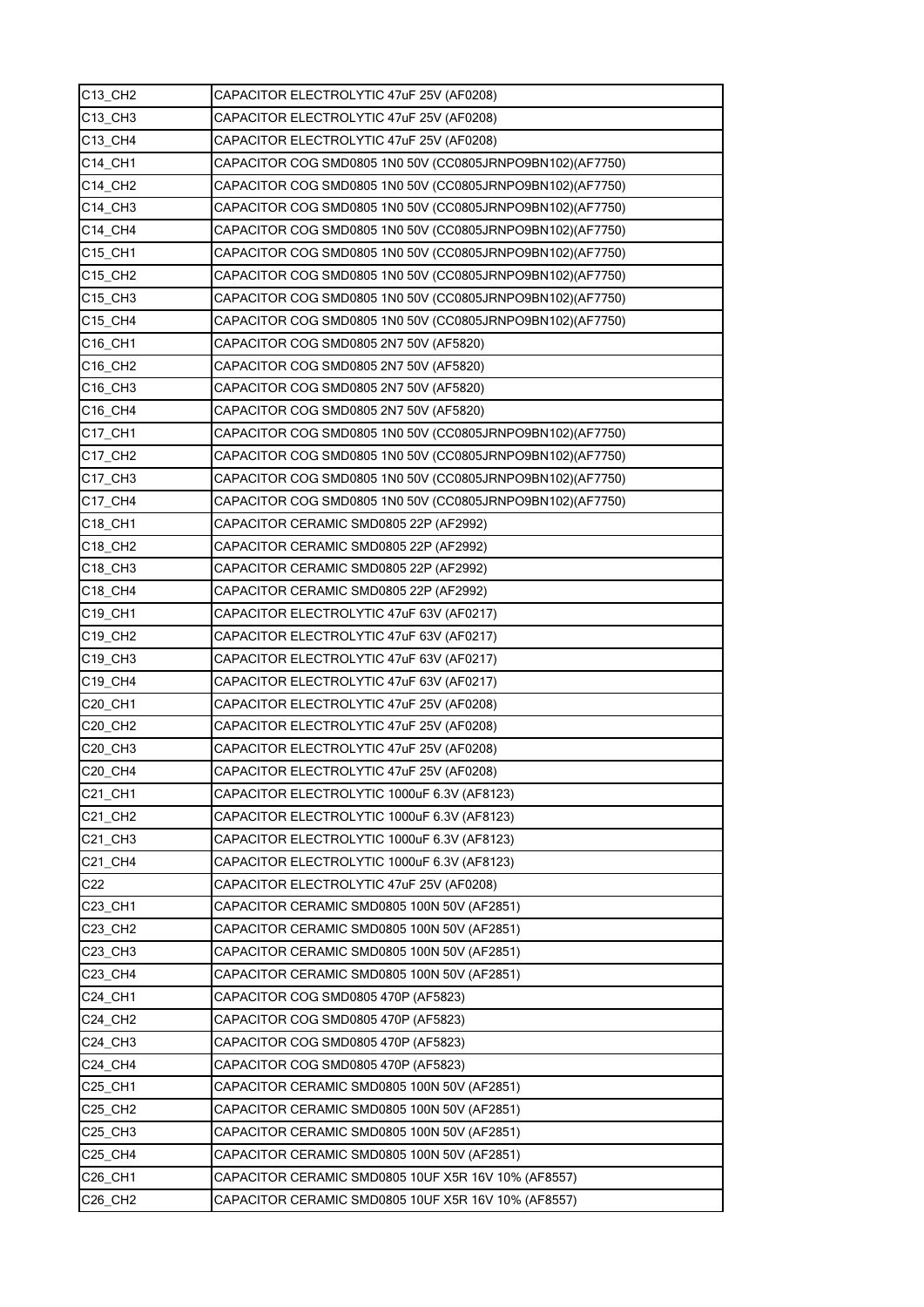| C13_CH2 | CAPACITOR ELECTROLYTIC 47uF 25V (AF0208) |
|---|---|
| C13_CH3 | CAPACITOR ELECTROLYTIC 47uF 25V (AF0208) |
| C13_CH4 | CAPACITOR ELECTROLYTIC 47uF 25V (AF0208) |
| C14_CH1 | CAPACITOR COG SMD0805 1N0 50V (CC0805JRNPO9BN102)(AF7750) |
| C14_CH2 | CAPACITOR COG SMD0805 1N0 50V (CC0805JRNPO9BN102)(AF7750) |
| C14_CH3 | CAPACITOR COG SMD0805 1N0 50V (CC0805JRNPO9BN102)(AF7750) |
| C14_CH4 | CAPACITOR COG SMD0805 1N0 50V (CC0805JRNPO9BN102)(AF7750) |
| C15_CH1 | CAPACITOR COG SMD0805 1N0 50V (CC0805JRNPO9BN102)(AF7750) |
| C15_CH2 | CAPACITOR COG SMD0805 1N0 50V (CC0805JRNPO9BN102)(AF7750) |
| C15_CH3 | CAPACITOR COG SMD0805 1N0 50V (CC0805JRNPO9BN102)(AF7750) |
| C15_CH4 | CAPACITOR COG SMD0805 1N0 50V (CC0805JRNPO9BN102)(AF7750) |
| C16_CH1 | CAPACITOR COG SMD0805 2N7 50V (AF5820) |
| C16_CH2 | CAPACITOR COG SMD0805 2N7 50V (AF5820) |
| C16_CH3 | CAPACITOR COG SMD0805 2N7 50V (AF5820) |
| C16_CH4 | CAPACITOR COG SMD0805 2N7 50V (AF5820) |
| C17_CH1 | CAPACITOR COG SMD0805 1N0 50V (CC0805JRNPO9BN102)(AF7750) |
| C17_CH2 | CAPACITOR COG SMD0805 1N0 50V (CC0805JRNPO9BN102)(AF7750) |
| C17_CH3 | CAPACITOR COG SMD0805 1N0 50V (CC0805JRNPO9BN102)(AF7750) |
| C17_CH4 | CAPACITOR COG SMD0805 1N0 50V (CC0805JRNPO9BN102)(AF7750) |
| C18_CH1 | CAPACITOR CERAMIC SMD0805 22P (AF2992) |
| C18_CH2 | CAPACITOR CERAMIC SMD0805 22P (AF2992) |
| C18_CH3 | CAPACITOR CERAMIC SMD0805 22P (AF2992) |
| C18_CH4 | CAPACITOR CERAMIC SMD0805 22P (AF2992) |
| C19_CH1 | CAPACITOR ELECTROLYTIC 47uF 63V (AF0217) |
| C19_CH2 | CAPACITOR ELECTROLYTIC 47uF 63V (AF0217) |
| C19_CH3 | CAPACITOR ELECTROLYTIC 47uF 63V (AF0217) |
| C19_CH4 | CAPACITOR ELECTROLYTIC 47uF 63V (AF0217) |
| C20_CH1 | CAPACITOR ELECTROLYTIC 47uF 25V (AF0208) |
| C20_CH2 | CAPACITOR ELECTROLYTIC 47uF 25V (AF0208) |
| C20_CH3 | CAPACITOR ELECTROLYTIC 47uF 25V (AF0208) |
| C20_CH4 | CAPACITOR ELECTROLYTIC 47uF 25V (AF0208) |
| C21_CH1 | CAPACITOR ELECTROLYTIC 1000uF 6.3V (AF8123) |
| C21_CH2 | CAPACITOR ELECTROLYTIC 1000uF 6.3V (AF8123) |
| C21_CH3 | CAPACITOR ELECTROLYTIC 1000uF 6.3V (AF8123) |
| C21_CH4 | CAPACITOR ELECTROLYTIC 1000uF 6.3V (AF8123) |
| C22 | CAPACITOR ELECTROLYTIC 47uF 25V (AF0208) |
| C23_CH1 | CAPACITOR CERAMIC SMD0805 100N 50V (AF2851) |
| C23_CH2 | CAPACITOR CERAMIC SMD0805 100N 50V (AF2851) |
| C23_CH3 | CAPACITOR CERAMIC SMD0805 100N 50V (AF2851) |
| C23_CH4 | CAPACITOR CERAMIC SMD0805 100N 50V (AF2851) |
| C24_CH1 | CAPACITOR COG SMD0805 470P (AF5823) |
| C24_CH2 | CAPACITOR COG SMD0805 470P (AF5823) |
| C24_CH3 | CAPACITOR COG SMD0805 470P (AF5823) |
| C24_CH4 | CAPACITOR COG SMD0805 470P (AF5823) |
| C25_CH1 | CAPACITOR CERAMIC SMD0805 100N 50V (AF2851) |
| C25_CH2 | CAPACITOR CERAMIC SMD0805 100N 50V (AF2851) |
| C25_CH3 | CAPACITOR CERAMIC SMD0805 100N 50V (AF2851) |
| C25_CH4 | CAPACITOR CERAMIC SMD0805 100N 50V (AF2851) |
| C26_CH1 | CAPACITOR CERAMIC SMD0805 10UF X5R 16V 10% (AF8557) |
| C26_CH2 | CAPACITOR CERAMIC SMD0805 10UF X5R 16V 10% (AF8557) |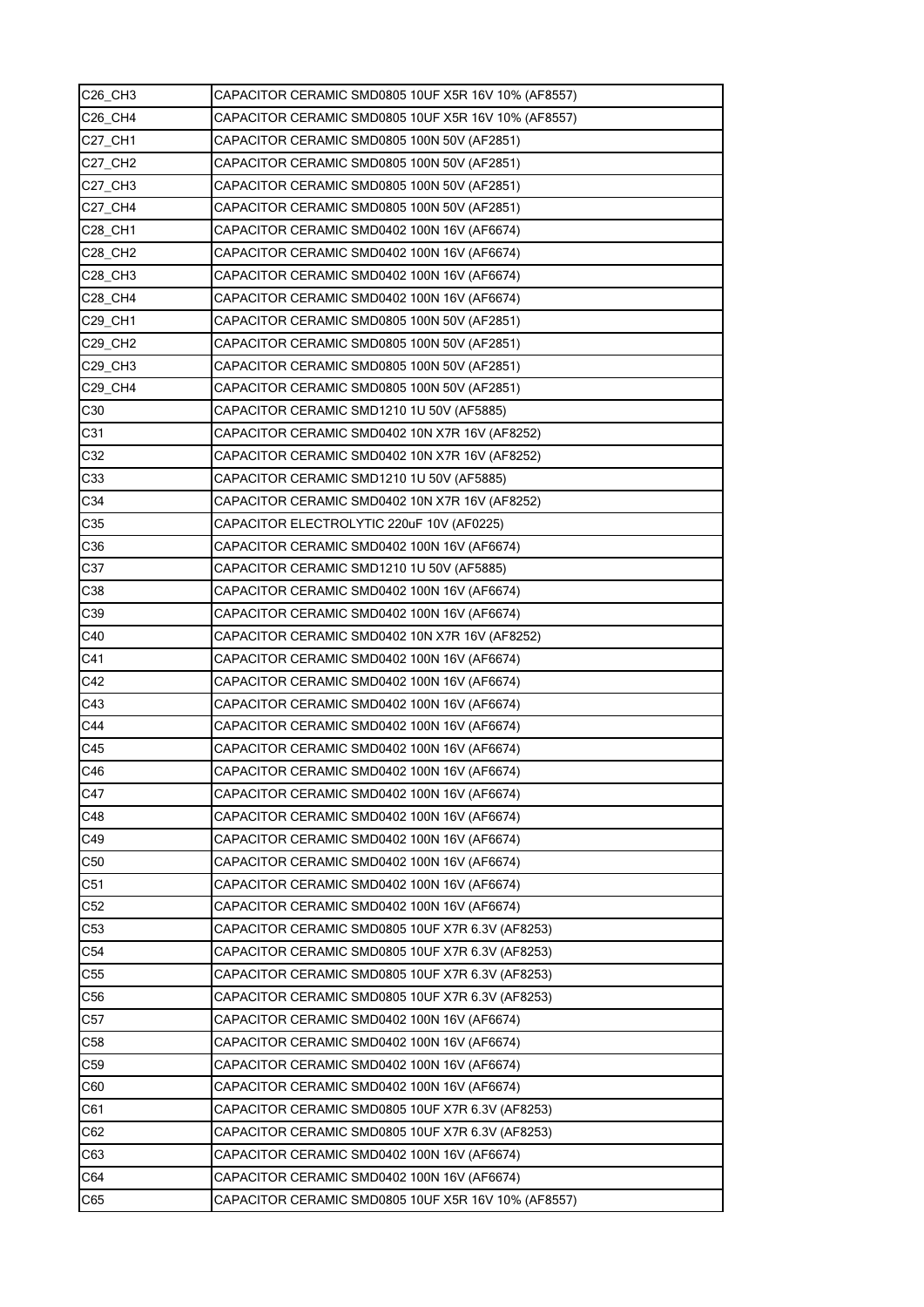| C26_CH3 | CAPACITOR CERAMIC SMD0805 10UF X5R 16V 10% (AF8557) |
|---|---|
| C26_CH4 | CAPACITOR CERAMIC SMD0805 10UF X5R 16V 10% (AF8557) |
| C27_CH1 | CAPACITOR CERAMIC SMD0805 100N 50V (AF2851) |
| C27_CH2 | CAPACITOR CERAMIC SMD0805 100N 50V (AF2851) |
| C27_CH3 | CAPACITOR CERAMIC SMD0805 100N 50V (AF2851) |
| C27_CH4 | CAPACITOR CERAMIC SMD0805 100N 50V (AF2851) |
| C28_CH1 | CAPACITOR CERAMIC SMD0402 100N 16V (AF6674) |
| C28_CH2 | CAPACITOR CERAMIC SMD0402 100N 16V (AF6674) |
| C28_CH3 | CAPACITOR CERAMIC SMD0402 100N 16V (AF6674) |
| C28_CH4 | CAPACITOR CERAMIC SMD0402 100N 16V (AF6674) |
| C29_CH1 | CAPACITOR CERAMIC SMD0805 100N 50V (AF2851) |
| C29_CH2 | CAPACITOR CERAMIC SMD0805 100N 50V (AF2851) |
| C29_CH3 | CAPACITOR CERAMIC SMD0805 100N 50V (AF2851) |
| C29_CH4 | CAPACITOR CERAMIC SMD0805 100N 50V (AF2851) |
| C30 | CAPACITOR CERAMIC SMD1210 1U 50V (AF5885) |
| C31 | CAPACITOR CERAMIC SMD0402 10N X7R 16V (AF8252) |
| C32 | CAPACITOR CERAMIC SMD0402 10N X7R 16V (AF8252) |
| C33 | CAPACITOR CERAMIC SMD1210 1U 50V (AF5885) |
| C34 | CAPACITOR CERAMIC SMD0402 10N X7R 16V (AF8252) |
| C35 | CAPACITOR ELECTROLYTIC 220uF 10V (AF0225) |
| C36 | CAPACITOR CERAMIC SMD0402 100N 16V (AF6674) |
| C37 | CAPACITOR CERAMIC SMD1210 1U 50V (AF5885) |
| C38 | CAPACITOR CERAMIC SMD0402 100N 16V (AF6674) |
| C39 | CAPACITOR CERAMIC SMD0402 100N 16V (AF6674) |
| C40 | CAPACITOR CERAMIC SMD0402 10N X7R 16V (AF8252) |
| C41 | CAPACITOR CERAMIC SMD0402 100N 16V (AF6674) |
| C42 | CAPACITOR CERAMIC SMD0402 100N 16V (AF6674) |
| C43 | CAPACITOR CERAMIC SMD0402 100N 16V (AF6674) |
| C44 | CAPACITOR CERAMIC SMD0402 100N 16V (AF6674) |
| C45 | CAPACITOR CERAMIC SMD0402 100N 16V (AF6674) |
| C46 | CAPACITOR CERAMIC SMD0402 100N 16V (AF6674) |
| C47 | CAPACITOR CERAMIC SMD0402 100N 16V (AF6674) |
| C48 | CAPACITOR CERAMIC SMD0402 100N 16V (AF6674) |
| C49 | CAPACITOR CERAMIC SMD0402 100N 16V (AF6674) |
| C50 | CAPACITOR CERAMIC SMD0402 100N 16V (AF6674) |
| C51 | CAPACITOR CERAMIC SMD0402 100N 16V (AF6674) |
| C52 | CAPACITOR CERAMIC SMD0402 100N 16V (AF6674) |
| C53 | CAPACITOR CERAMIC SMD0805 10UF X7R 6.3V (AF8253) |
| C54 | CAPACITOR CERAMIC SMD0805 10UF X7R 6.3V (AF8253) |
| C55 | CAPACITOR CERAMIC SMD0805 10UF X7R 6.3V (AF8253) |
| C56 | CAPACITOR CERAMIC SMD0805 10UF X7R 6.3V (AF8253) |
| C57 | CAPACITOR CERAMIC SMD0402 100N 16V (AF6674) |
| C58 | CAPACITOR CERAMIC SMD0402 100N 16V (AF6674) |
| C59 | CAPACITOR CERAMIC SMD0402 100N 16V (AF6674) |
| C60 | CAPACITOR CERAMIC SMD0402 100N 16V (AF6674) |
| C61 | CAPACITOR CERAMIC SMD0805 10UF X7R 6.3V (AF8253) |
| C62 | CAPACITOR CERAMIC SMD0805 10UF X7R 6.3V (AF8253) |
| C63 | CAPACITOR CERAMIC SMD0402 100N 16V (AF6674) |
| C64 | CAPACITOR CERAMIC SMD0402 100N 16V (AF6674) |
| C65 | CAPACITOR CERAMIC SMD0805 10UF X5R 16V 10% (AF8557) |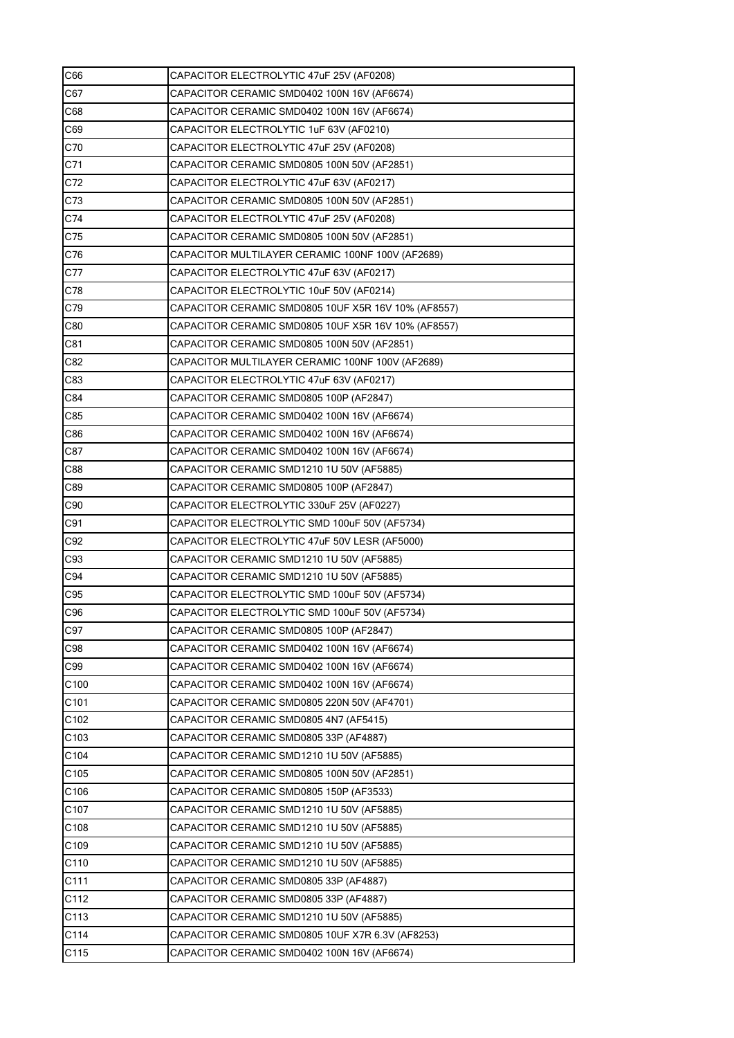| C66 | CAPACITOR ELECTROLYTIC 47uF 25V (AF0208) |
|---|---|
| C67 | CAPACITOR CERAMIC SMD0402 100N 16V (AF6674) |
| C68 | CAPACITOR CERAMIC SMD0402 100N 16V (AF6674) |
| C69 | CAPACITOR ELECTROLYTIC 1uF 63V (AF0210) |
| C70 | CAPACITOR ELECTROLYTIC 47uF 25V (AF0208) |
| C71 | CAPACITOR CERAMIC SMD0805 100N 50V (AF2851) |
| C72 | CAPACITOR ELECTROLYTIC 47uF 63V (AF0217) |
| C73 | CAPACITOR CERAMIC SMD0805 100N 50V (AF2851) |
| C74 | CAPACITOR ELECTROLYTIC 47uF 25V (AF0208) |
| C75 | CAPACITOR CERAMIC SMD0805 100N 50V (AF2851) |
| C76 | CAPACITOR MULTILAYER CERAMIC 100NF 100V (AF2689) |
| C77 | CAPACITOR ELECTROLYTIC 47uF 63V (AF0217) |
| C78 | CAPACITOR ELECTROLYTIC 10uF 50V (AF0214) |
| C79 | CAPACITOR CERAMIC SMD0805 10UF X5R 16V 10% (AF8557) |
| C80 | CAPACITOR CERAMIC SMD0805 10UF X5R 16V 10% (AF8557) |
| C81 | CAPACITOR CERAMIC SMD0805 100N 50V (AF2851) |
| C82 | CAPACITOR MULTILAYER CERAMIC 100NF 100V (AF2689) |
| C83 | CAPACITOR ELECTROLYTIC 47uF 63V (AF0217) |
| C84 | CAPACITOR CERAMIC SMD0805 100P (AF2847) |
| C85 | CAPACITOR CERAMIC SMD0402 100N 16V (AF6674) |
| C86 | CAPACITOR CERAMIC SMD0402 100N 16V (AF6674) |
| C87 | CAPACITOR CERAMIC SMD0402 100N 16V (AF6674) |
| C88 | CAPACITOR CERAMIC SMD1210 1U 50V (AF5885) |
| C89 | CAPACITOR CERAMIC SMD0805 100P (AF2847) |
| C90 | CAPACITOR ELECTROLYTIC 330uF 25V (AF0227) |
| C91 | CAPACITOR ELECTROLYTIC SMD 100uF 50V (AF5734) |
| C92 | CAPACITOR ELECTROLYTIC 47uF 50V LESR (AF5000) |
| C93 | CAPACITOR CERAMIC SMD1210 1U 50V (AF5885) |
| C94 | CAPACITOR CERAMIC SMD1210 1U 50V (AF5885) |
| C95 | CAPACITOR ELECTROLYTIC SMD 100uF 50V (AF5734) |
| C96 | CAPACITOR ELECTROLYTIC SMD 100uF 50V (AF5734) |
| C97 | CAPACITOR CERAMIC SMD0805 100P (AF2847) |
| C98 | CAPACITOR CERAMIC SMD0402 100N 16V (AF6674) |
| C99 | CAPACITOR CERAMIC SMD0402 100N 16V (AF6674) |
| C100 | CAPACITOR CERAMIC SMD0402 100N 16V (AF6674) |
| C101 | CAPACITOR CERAMIC SMD0805 220N 50V (AF4701) |
| C102 | CAPACITOR CERAMIC SMD0805 4N7 (AF5415) |
| C103 | CAPACITOR CERAMIC SMD0805 33P (AF4887) |
| C104 | CAPACITOR CERAMIC SMD1210 1U 50V (AF5885) |
| C105 | CAPACITOR CERAMIC SMD0805 100N 50V (AF2851) |
| C106 | CAPACITOR CERAMIC SMD0805 150P (AF3533) |
| C107 | CAPACITOR CERAMIC SMD1210 1U 50V (AF5885) |
| C108 | CAPACITOR CERAMIC SMD1210 1U 50V (AF5885) |
| C109 | CAPACITOR CERAMIC SMD1210 1U 50V (AF5885) |
| C110 | CAPACITOR CERAMIC SMD1210 1U 50V (AF5885) |
| C111 | CAPACITOR CERAMIC SMD0805 33P (AF4887) |
| C112 | CAPACITOR CERAMIC SMD0805 33P (AF4887) |
| C113 | CAPACITOR CERAMIC SMD1210 1U 50V (AF5885) |
| C114 | CAPACITOR CERAMIC SMD0805 10UF X7R 6.3V (AF8253) |
| C115 | CAPACITOR CERAMIC SMD0402 100N 16V (AF6674) |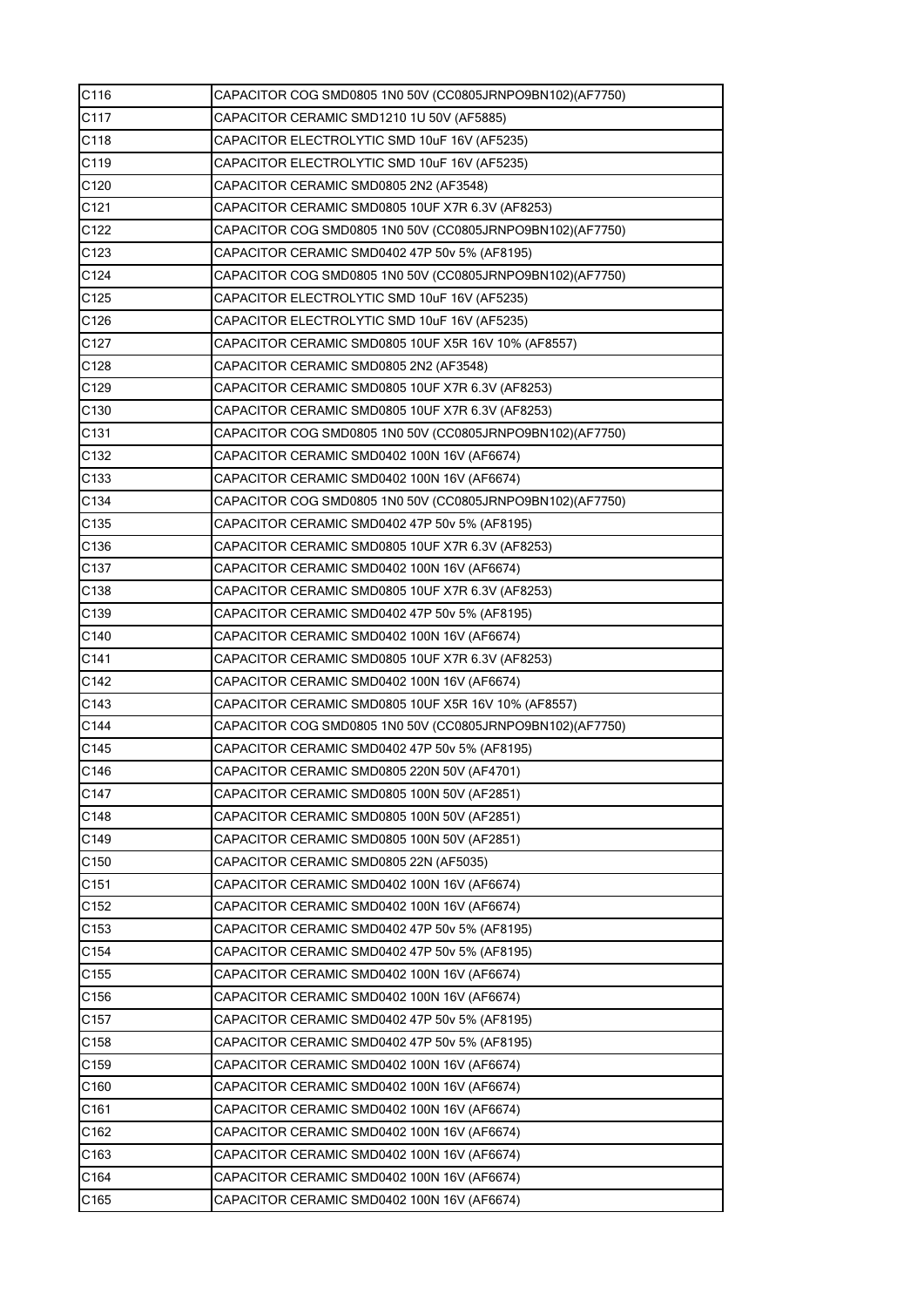| | |
|---|---|
| C116 | CAPACITOR COG SMD0805 1N0 50V (CC0805JRNPO9BN102)(AF7750) |
| C117 | CAPACITOR CERAMIC SMD1210 1U 50V (AF5885) |
| C118 | CAPACITOR ELECTROLYTIC SMD 10uF 16V (AF5235) |
| C119 | CAPACITOR ELECTROLYTIC SMD 10uF 16V (AF5235) |
| C120 | CAPACITOR CERAMIC SMD0805 2N2 (AF3548) |
| C121 | CAPACITOR CERAMIC SMD0805 10UF X7R 6.3V (AF8253) |
| C122 | CAPACITOR COG SMD0805 1N0 50V (CC0805JRNPO9BN102)(AF7750) |
| C123 | CAPACITOR CERAMIC SMD0402 47P 50v 5% (AF8195) |
| C124 | CAPACITOR COG SMD0805 1N0 50V (CC0805JRNPO9BN102)(AF7750) |
| C125 | CAPACITOR ELECTROLYTIC SMD 10uF 16V (AF5235) |
| C126 | CAPACITOR ELECTROLYTIC SMD 10uF 16V (AF5235) |
| C127 | CAPACITOR CERAMIC SMD0805 10UF X5R 16V 10% (AF8557) |
| C128 | CAPACITOR CERAMIC SMD0805 2N2 (AF3548) |
| C129 | CAPACITOR CERAMIC SMD0805 10UF X7R 6.3V (AF8253) |
| C130 | CAPACITOR CERAMIC SMD0805 10UF X7R 6.3V (AF8253) |
| C131 | CAPACITOR COG SMD0805 1N0 50V (CC0805JRNPO9BN102)(AF7750) |
| C132 | CAPACITOR CERAMIC SMD0402 100N 16V (AF6674) |
| C133 | CAPACITOR CERAMIC SMD0402 100N 16V (AF6674) |
| C134 | CAPACITOR COG SMD0805 1N0 50V (CC0805JRNPO9BN102)(AF7750) |
| C135 | CAPACITOR CERAMIC SMD0402 47P 50v 5% (AF8195) |
| C136 | CAPACITOR CERAMIC SMD0805 10UF X7R 6.3V (AF8253) |
| C137 | CAPACITOR CERAMIC SMD0402 100N 16V (AF6674) |
| C138 | CAPACITOR CERAMIC SMD0805 10UF X7R 6.3V (AF8253) |
| C139 | CAPACITOR CERAMIC SMD0402 47P 50v 5% (AF8195) |
| C140 | CAPACITOR CERAMIC SMD0402 100N 16V (AF6674) |
| C141 | CAPACITOR CERAMIC SMD0805 10UF X7R 6.3V (AF8253) |
| C142 | CAPACITOR CERAMIC SMD0402 100N 16V (AF6674) |
| C143 | CAPACITOR CERAMIC SMD0805 10UF X5R 16V 10% (AF8557) |
| C144 | CAPACITOR COG SMD0805 1N0 50V (CC0805JRNPO9BN102)(AF7750) |
| C145 | CAPACITOR CERAMIC SMD0402 47P 50v 5% (AF8195) |
| C146 | CAPACITOR CERAMIC SMD0805 220N 50V (AF4701) |
| C147 | CAPACITOR CERAMIC SMD0805 100N 50V (AF2851) |
| C148 | CAPACITOR CERAMIC SMD0805 100N 50V (AF2851) |
| C149 | CAPACITOR CERAMIC SMD0805 100N 50V (AF2851) |
| C150 | CAPACITOR CERAMIC SMD0805 22N (AF5035) |
| C151 | CAPACITOR CERAMIC SMD0402 100N 16V (AF6674) |
| C152 | CAPACITOR CERAMIC SMD0402 100N 16V (AF6674) |
| C153 | CAPACITOR CERAMIC SMD0402 47P 50v 5% (AF8195) |
| C154 | CAPACITOR CERAMIC SMD0402 47P 50v 5% (AF8195) |
| C155 | CAPACITOR CERAMIC SMD0402 100N 16V (AF6674) |
| C156 | CAPACITOR CERAMIC SMD0402 100N 16V (AF6674) |
| C157 | CAPACITOR CERAMIC SMD0402 47P 50v 5% (AF8195) |
| C158 | CAPACITOR CERAMIC SMD0402 47P 50v 5% (AF8195) |
| C159 | CAPACITOR CERAMIC SMD0402 100N 16V (AF6674) |
| C160 | CAPACITOR CERAMIC SMD0402 100N 16V (AF6674) |
| C161 | CAPACITOR CERAMIC SMD0402 100N 16V (AF6674) |
| C162 | CAPACITOR CERAMIC SMD0402 100N 16V (AF6674) |
| C163 | CAPACITOR CERAMIC SMD0402 100N 16V (AF6674) |
| C164 | CAPACITOR CERAMIC SMD0402 100N 16V (AF6674) |
| C165 | CAPACITOR CERAMIC SMD0402 100N 16V (AF6674) |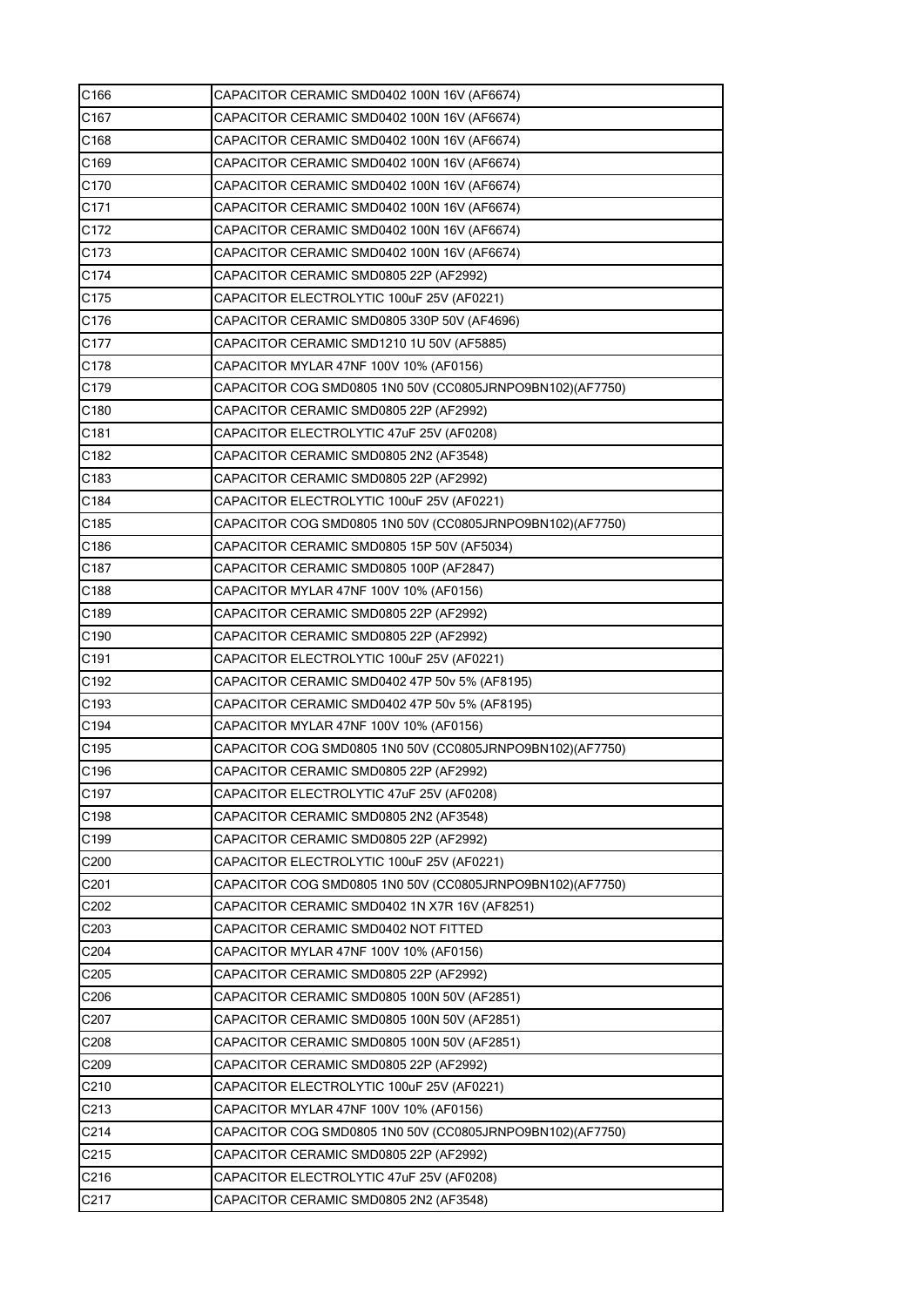| C166 | CAPACITOR CERAMIC SMD0402 100N 16V (AF6674) |
|---|---|
| C167 | CAPACITOR CERAMIC SMD0402 100N 16V (AF6674) |
| C168 | CAPACITOR CERAMIC SMD0402 100N 16V (AF6674) |
| C169 | CAPACITOR CERAMIC SMD0402 100N 16V (AF6674) |
| C170 | CAPACITOR CERAMIC SMD0402 100N 16V (AF6674) |
| C171 | CAPACITOR CERAMIC SMD0402 100N 16V (AF6674) |
| C172 | CAPACITOR CERAMIC SMD0402 100N 16V (AF6674) |
| C173 | CAPACITOR CERAMIC SMD0402 100N 16V (AF6674) |
| C174 | CAPACITOR CERAMIC SMD0805 22P (AF2992) |
| C175 | CAPACITOR ELECTROLYTIC 100uF 25V (AF0221) |
| C176 | CAPACITOR CERAMIC SMD0805 330P 50V (AF4696) |
| C177 | CAPACITOR CERAMIC SMD1210 1U 50V (AF5885) |
| C178 | CAPACITOR MYLAR 47NF 100V 10% (AF0156) |
| C179 | CAPACITOR COG SMD0805 1N0 50V (CC0805JRNPO9BN102)(AF7750) |
| C180 | CAPACITOR CERAMIC SMD0805 22P (AF2992) |
| C181 | CAPACITOR ELECTROLYTIC 47uF 25V (AF0208) |
| C182 | CAPACITOR CERAMIC SMD0805 2N2 (AF3548) |
| C183 | CAPACITOR CERAMIC SMD0805 22P (AF2992) |
| C184 | CAPACITOR ELECTROLYTIC 100uF 25V (AF0221) |
| C185 | CAPACITOR COG SMD0805 1N0 50V (CC0805JRNPO9BN102)(AF7750) |
| C186 | CAPACITOR CERAMIC SMD0805 15P 50V (AF5034) |
| C187 | CAPACITOR CERAMIC SMD0805 100P (AF2847) |
| C188 | CAPACITOR MYLAR 47NF 100V 10% (AF0156) |
| C189 | CAPACITOR CERAMIC SMD0805 22P (AF2992) |
| C190 | CAPACITOR CERAMIC SMD0805 22P (AF2992) |
| C191 | CAPACITOR ELECTROLYTIC 100uF 25V (AF0221) |
| C192 | CAPACITOR CERAMIC SMD0402 47P 50v 5% (AF8195) |
| C193 | CAPACITOR CERAMIC SMD0402 47P 50v 5% (AF8195) |
| C194 | CAPACITOR MYLAR 47NF 100V 10% (AF0156) |
| C195 | CAPACITOR COG SMD0805 1N0 50V (CC0805JRNPO9BN102)(AF7750) |
| C196 | CAPACITOR CERAMIC SMD0805 22P (AF2992) |
| C197 | CAPACITOR ELECTROLYTIC 47uF 25V (AF0208) |
| C198 | CAPACITOR CERAMIC SMD0805 2N2 (AF3548) |
| C199 | CAPACITOR CERAMIC SMD0805 22P (AF2992) |
| C200 | CAPACITOR ELECTROLYTIC 100uF 25V (AF0221) |
| C201 | CAPACITOR COG SMD0805 1N0 50V (CC0805JRNPO9BN102)(AF7750) |
| C202 | CAPACITOR CERAMIC SMD0402 1N X7R 16V (AF8251) |
| C203 | CAPACITOR CERAMIC SMD0402 NOT FITTED |
| C204 | CAPACITOR MYLAR 47NF 100V 10% (AF0156) |
| C205 | CAPACITOR CERAMIC SMD0805 22P (AF2992) |
| C206 | CAPACITOR CERAMIC SMD0805 100N 50V (AF2851) |
| C207 | CAPACITOR CERAMIC SMD0805 100N 50V (AF2851) |
| C208 | CAPACITOR CERAMIC SMD0805 100N 50V (AF2851) |
| C209 | CAPACITOR CERAMIC SMD0805 22P (AF2992) |
| C210 | CAPACITOR ELECTROLYTIC 100uF 25V (AF0221) |
| C213 | CAPACITOR MYLAR 47NF 100V 10% (AF0156) |
| C214 | CAPACITOR COG SMD0805 1N0 50V (CC0805JRNPO9BN102)(AF7750) |
| C215 | CAPACITOR CERAMIC SMD0805 22P (AF2992) |
| C216 | CAPACITOR ELECTROLYTIC 47uF 25V (AF0208) |
| C217 | CAPACITOR CERAMIC SMD0805 2N2 (AF3548) |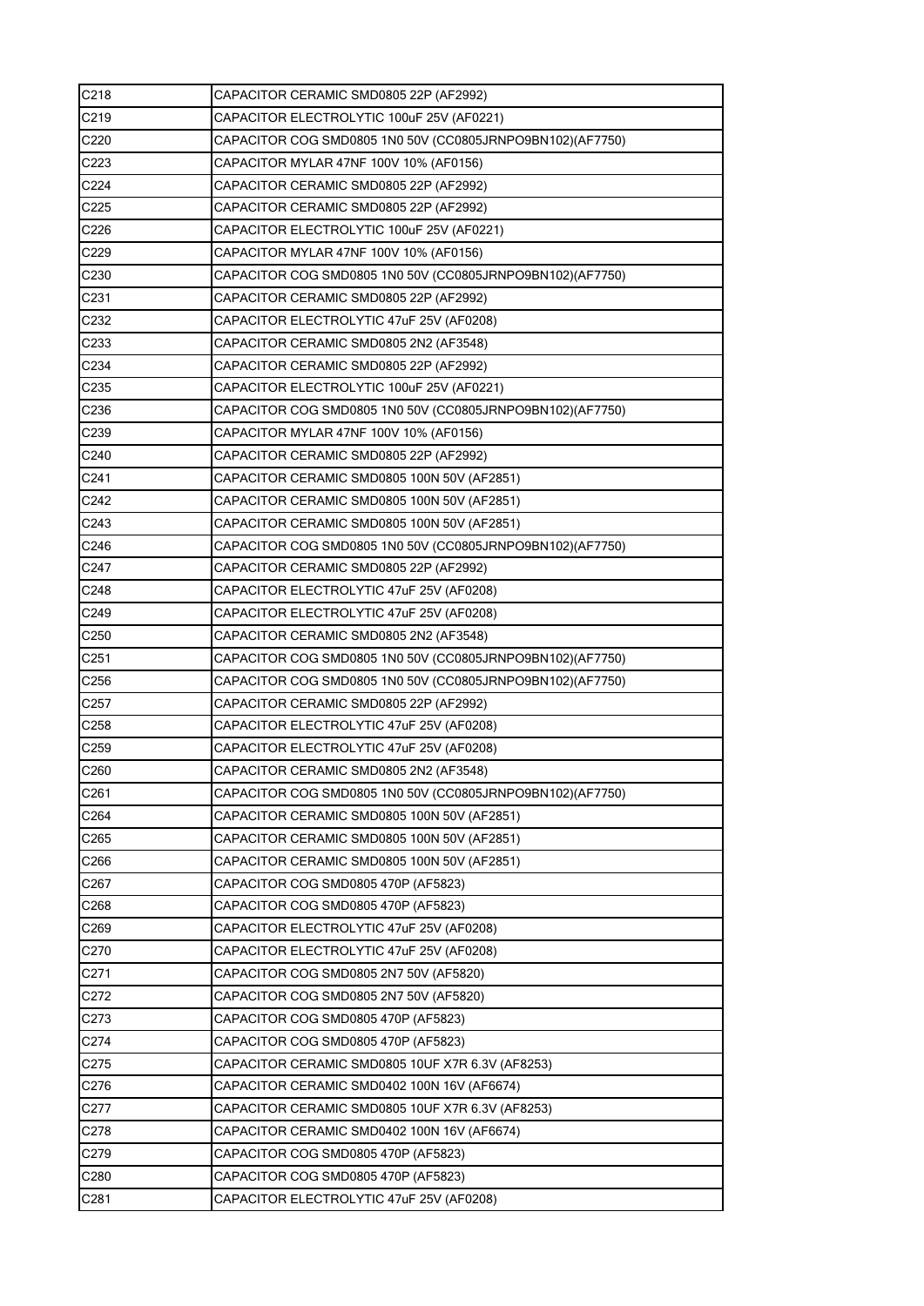| | |
|---|---|
| C218 | CAPACITOR CERAMIC SMD0805 22P (AF2992) |
| C219 | CAPACITOR ELECTROLYTIC 100uF 25V (AF0221) |
| C220 | CAPACITOR COG SMD0805 1N0 50V (CC0805JRNPO9BN102)(AF7750) |
| C223 | CAPACITOR MYLAR 47NF 100V 10% (AF0156) |
| C224 | CAPACITOR CERAMIC SMD0805 22P (AF2992) |
| C225 | CAPACITOR CERAMIC SMD0805 22P (AF2992) |
| C226 | CAPACITOR ELECTROLYTIC 100uF 25V (AF0221) |
| C229 | CAPACITOR MYLAR 47NF 100V 10% (AF0156) |
| C230 | CAPACITOR COG SMD0805 1N0 50V (CC0805JRNPO9BN102)(AF7750) |
| C231 | CAPACITOR CERAMIC SMD0805 22P (AF2992) |
| C232 | CAPACITOR ELECTROLYTIC 47uF 25V (AF0208) |
| C233 | CAPACITOR CERAMIC SMD0805 2N2 (AF3548) |
| C234 | CAPACITOR CERAMIC SMD0805 22P (AF2992) |
| C235 | CAPACITOR ELECTROLYTIC 100uF 25V (AF0221) |
| C236 | CAPACITOR COG SMD0805 1N0 50V (CC0805JRNPO9BN102)(AF7750) |
| C239 | CAPACITOR MYLAR 47NF 100V 10% (AF0156) |
| C240 | CAPACITOR CERAMIC SMD0805 22P (AF2992) |
| C241 | CAPACITOR CERAMIC SMD0805 100N 50V (AF2851) |
| C242 | CAPACITOR CERAMIC SMD0805 100N 50V (AF2851) |
| C243 | CAPACITOR CERAMIC SMD0805 100N 50V (AF2851) |
| C246 | CAPACITOR COG SMD0805 1N0 50V (CC0805JRNPO9BN102)(AF7750) |
| C247 | CAPACITOR CERAMIC SMD0805 22P (AF2992) |
| C248 | CAPACITOR ELECTROLYTIC 47uF 25V (AF0208) |
| C249 | CAPACITOR ELECTROLYTIC 47uF 25V (AF0208) |
| C250 | CAPACITOR CERAMIC SMD0805 2N2 (AF3548) |
| C251 | CAPACITOR COG SMD0805 1N0 50V (CC0805JRNPO9BN102)(AF7750) |
| C256 | CAPACITOR COG SMD0805 1N0 50V (CC0805JRNPO9BN102)(AF7750) |
| C257 | CAPACITOR CERAMIC SMD0805 22P (AF2992) |
| C258 | CAPACITOR ELECTROLYTIC 47uF 25V (AF0208) |
| C259 | CAPACITOR ELECTROLYTIC 47uF 25V (AF0208) |
| C260 | CAPACITOR CERAMIC SMD0805 2N2 (AF3548) |
| C261 | CAPACITOR COG SMD0805 1N0 50V (CC0805JRNPO9BN102)(AF7750) |
| C264 | CAPACITOR CERAMIC SMD0805 100N 50V (AF2851) |
| C265 | CAPACITOR CERAMIC SMD0805 100N 50V (AF2851) |
| C266 | CAPACITOR CERAMIC SMD0805 100N 50V (AF2851) |
| C267 | CAPACITOR COG SMD0805 470P (AF5823) |
| C268 | CAPACITOR COG SMD0805 470P (AF5823) |
| C269 | CAPACITOR ELECTROLYTIC 47uF 25V (AF0208) |
| C270 | CAPACITOR ELECTROLYTIC 47uF 25V (AF0208) |
| C271 | CAPACITOR COG SMD0805 2N7 50V (AF5820) |
| C272 | CAPACITOR COG SMD0805 2N7 50V (AF5820) |
| C273 | CAPACITOR COG SMD0805 470P (AF5823) |
| C274 | CAPACITOR COG SMD0805 470P (AF5823) |
| C275 | CAPACITOR CERAMIC SMD0805 10UF X7R 6.3V (AF8253) |
| C276 | CAPACITOR CERAMIC SMD0402 100N 16V (AF6674) |
| C277 | CAPACITOR CERAMIC SMD0805 10UF X7R 6.3V (AF8253) |
| C278 | CAPACITOR CERAMIC SMD0402 100N 16V (AF6674) |
| C279 | CAPACITOR COG SMD0805 470P (AF5823) |
| C280 | CAPACITOR COG SMD0805 470P (AF5823) |
| C281 | CAPACITOR ELECTROLYTIC 47uF 25V (AF0208) |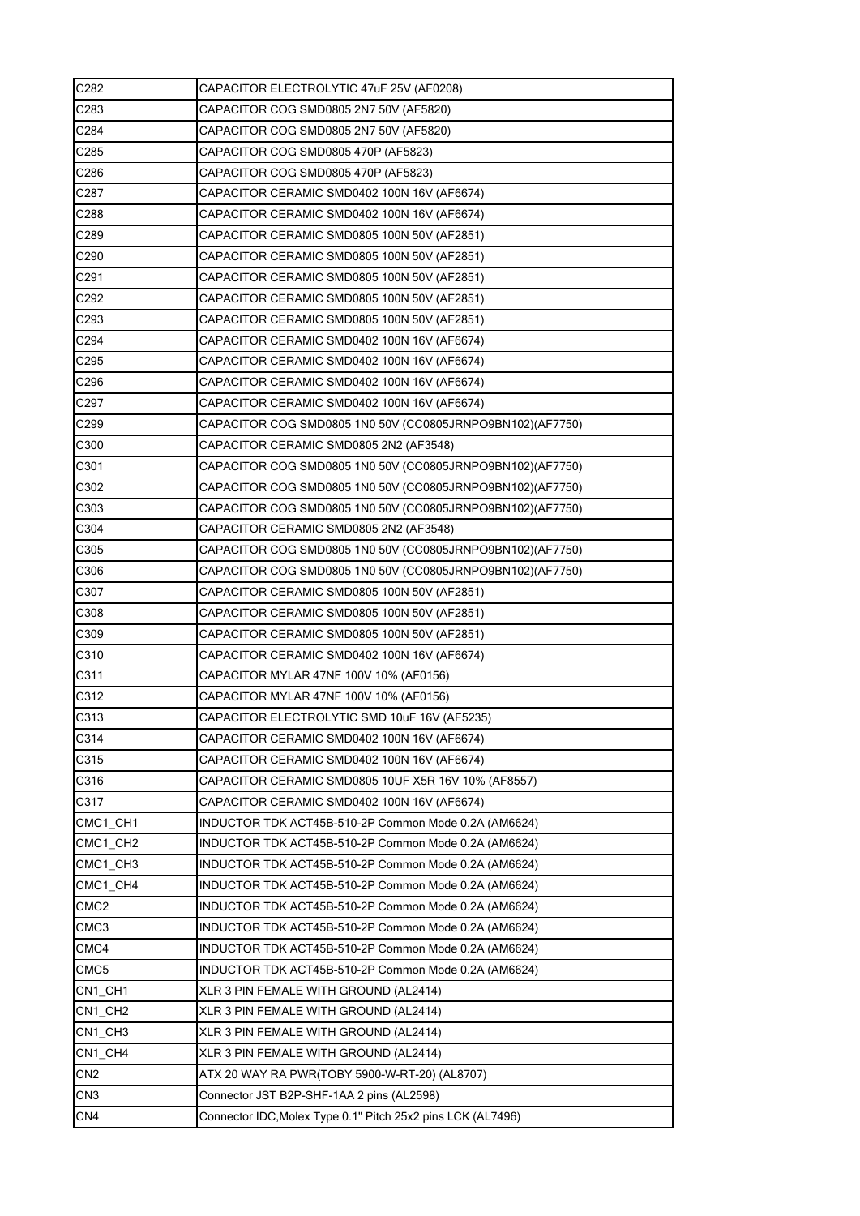| C282 | CAPACITOR ELECTROLYTIC 47uF 25V (AF0208) |
|---|---|
| C283 | CAPACITOR COG SMD0805 2N7 50V (AF5820) |
| C284 | CAPACITOR COG SMD0805 2N7 50V (AF5820) |
| C285 | CAPACITOR COG SMD0805 470P (AF5823) |
| C286 | CAPACITOR COG SMD0805 470P (AF5823) |
| C287 | CAPACITOR CERAMIC SMD0402 100N 16V (AF6674) |
| C288 | CAPACITOR CERAMIC SMD0402 100N 16V (AF6674) |
| C289 | CAPACITOR CERAMIC SMD0805 100N 50V (AF2851) |
| C290 | CAPACITOR CERAMIC SMD0805 100N 50V (AF2851) |
| C291 | CAPACITOR CERAMIC SMD0805 100N 50V (AF2851) |
| C292 | CAPACITOR CERAMIC SMD0805 100N 50V (AF2851) |
| C293 | CAPACITOR CERAMIC SMD0805 100N 50V (AF2851) |
| C294 | CAPACITOR CERAMIC SMD0402 100N 16V (AF6674) |
| C295 | CAPACITOR CERAMIC SMD0402 100N 16V (AF6674) |
| C296 | CAPACITOR CERAMIC SMD0402 100N 16V (AF6674) |
| C297 | CAPACITOR CERAMIC SMD0402 100N 16V (AF6674) |
| C299 | CAPACITOR COG SMD0805 1N0 50V (CC0805JRNPO9BN102)(AF7750) |
| C300 | CAPACITOR CERAMIC SMD0805 2N2 (AF3548) |
| C301 | CAPACITOR COG SMD0805 1N0 50V (CC0805JRNPO9BN102)(AF7750) |
| C302 | CAPACITOR COG SMD0805 1N0 50V (CC0805JRNPO9BN102)(AF7750) |
| C303 | CAPACITOR COG SMD0805 1N0 50V (CC0805JRNPO9BN102)(AF7750) |
| C304 | CAPACITOR CERAMIC SMD0805 2N2 (AF3548) |
| C305 | CAPACITOR COG SMD0805 1N0 50V (CC0805JRNPO9BN102)(AF7750) |
| C306 | CAPACITOR COG SMD0805 1N0 50V (CC0805JRNPO9BN102)(AF7750) |
| C307 | CAPACITOR CERAMIC SMD0805 100N 50V (AF2851) |
| C308 | CAPACITOR CERAMIC SMD0805 100N 50V (AF2851) |
| C309 | CAPACITOR CERAMIC SMD0805 100N 50V (AF2851) |
| C310 | CAPACITOR CERAMIC SMD0402 100N 16V (AF6674) |
| C311 | CAPACITOR MYLAR 47NF 100V 10% (AF0156) |
| C312 | CAPACITOR MYLAR 47NF 100V 10% (AF0156) |
| C313 | CAPACITOR ELECTROLYTIC SMD 10uF 16V (AF5235) |
| C314 | CAPACITOR CERAMIC SMD0402 100N 16V (AF6674) |
| C315 | CAPACITOR CERAMIC SMD0402 100N 16V (AF6674) |
| C316 | CAPACITOR CERAMIC SMD0805 10UF X5R 16V 10% (AF8557) |
| C317 | CAPACITOR CERAMIC SMD0402 100N 16V (AF6674) |
| CMC1_CH1 | INDUCTOR TDK ACT45B-510-2P Common Mode 0.2A (AM6624) |
| CMC1_CH2 | INDUCTOR TDK ACT45B-510-2P Common Mode 0.2A (AM6624) |
| CMC1_CH3 | INDUCTOR TDK ACT45B-510-2P Common Mode 0.2A (AM6624) |
| CMC1_CH4 | INDUCTOR TDK ACT45B-510-2P Common Mode 0.2A (AM6624) |
| CMC2 | INDUCTOR TDK ACT45B-510-2P Common Mode 0.2A (AM6624) |
| CMC3 | INDUCTOR TDK ACT45B-510-2P Common Mode 0.2A (AM6624) |
| CMC4 | INDUCTOR TDK ACT45B-510-2P Common Mode 0.2A (AM6624) |
| CMC5 | INDUCTOR TDK ACT45B-510-2P Common Mode 0.2A (AM6624) |
| CN1_CH1 | XLR 3 PIN FEMALE WITH GROUND (AL2414) |
| CN1_CH2 | XLR 3 PIN FEMALE WITH GROUND (AL2414) |
| CN1_CH3 | XLR 3 PIN FEMALE WITH GROUND (AL2414) |
| CN1_CH4 | XLR 3 PIN FEMALE WITH GROUND (AL2414) |
| CN2 | ATX 20 WAY RA PWR(TOBY 5900-W-RT-20) (AL8707) |
| CN3 | Connector JST B2P-SHF-1AA 2 pins (AL2598) |
| CN4 | Connector IDC,Molex Type 0.1" Pitch 25x2 pins LCK (AL7496) |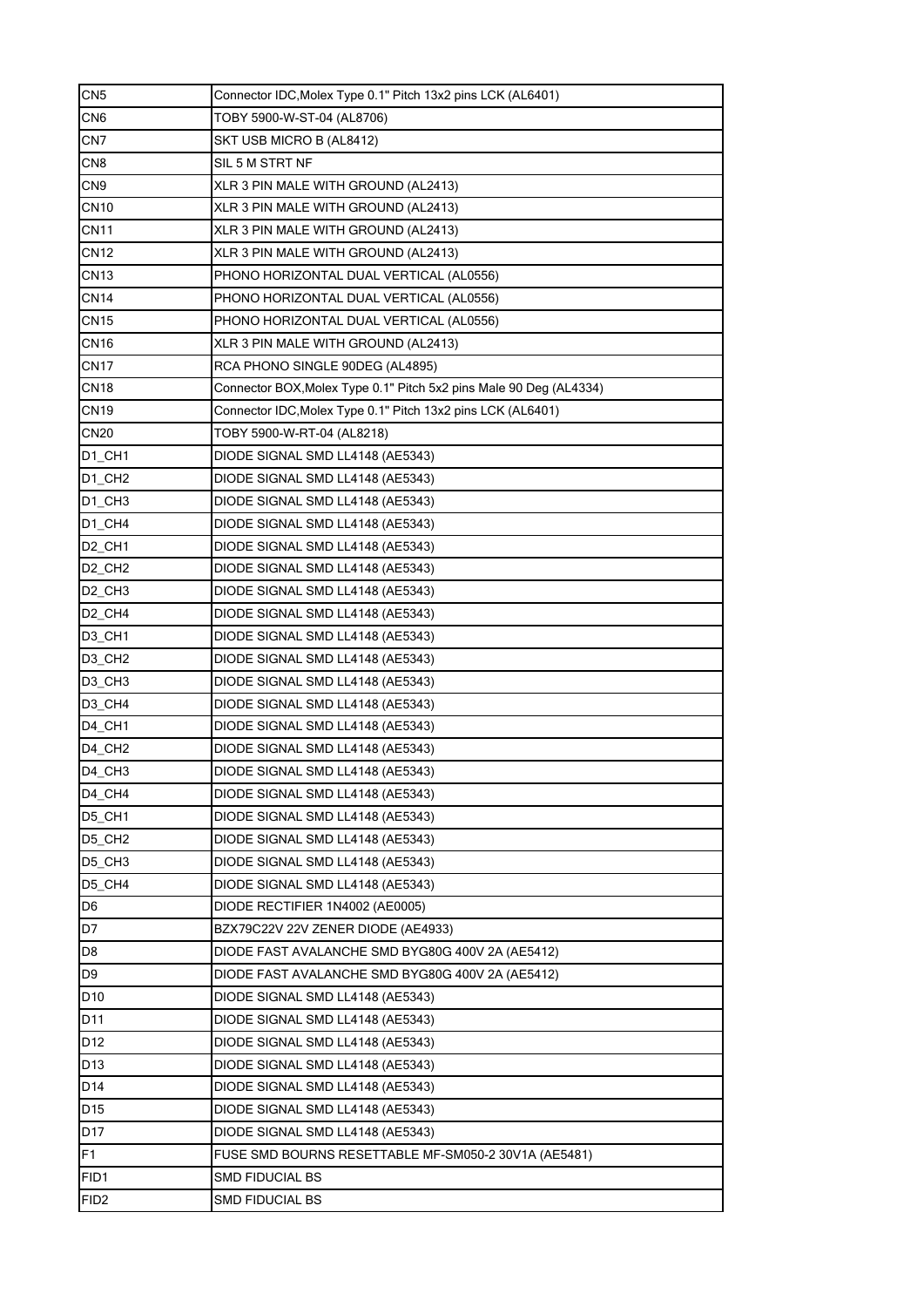| | |
|---|---|
| CN5 | Connector IDC,Molex Type 0.1" Pitch 13x2 pins LCK (AL6401) |
| CN6 | TOBY 5900-W-ST-04 (AL8706) |
| CN7 | SKT USB MICRO B (AL8412) |
| CN8 | SIL 5 M STRT NF |
| CN9 | XLR 3 PIN MALE WITH GROUND (AL2413) |
| CN10 | XLR 3 PIN MALE WITH GROUND (AL2413) |
| CN11 | XLR 3 PIN MALE WITH GROUND (AL2413) |
| CN12 | XLR 3 PIN MALE WITH GROUND (AL2413) |
| CN13 | PHONO HORIZONTAL DUAL VERTICAL (AL0556) |
| CN14 | PHONO HORIZONTAL DUAL VERTICAL (AL0556) |
| CN15 | PHONO HORIZONTAL DUAL VERTICAL (AL0556) |
| CN16 | XLR 3 PIN MALE WITH GROUND (AL2413) |
| CN17 | RCA PHONO SINGLE 90DEG (AL4895) |
| CN18 | Connector BOX,Molex Type 0.1" Pitch 5x2 pins Male 90 Deg (AL4334) |
| CN19 | Connector IDC,Molex Type 0.1" Pitch 13x2 pins LCK (AL6401) |
| CN20 | TOBY 5900-W-RT-04 (AL8218) |
| D1_CH1 | DIODE SIGNAL SMD LL4148 (AE5343) |
| D1_CH2 | DIODE SIGNAL SMD LL4148 (AE5343) |
| D1_CH3 | DIODE SIGNAL SMD LL4148 (AE5343) |
| D1_CH4 | DIODE SIGNAL SMD LL4148 (AE5343) |
| D2_CH1 | DIODE SIGNAL SMD LL4148 (AE5343) |
| D2_CH2 | DIODE SIGNAL SMD LL4148 (AE5343) |
| D2_CH3 | DIODE SIGNAL SMD LL4148 (AE5343) |
| D2_CH4 | DIODE SIGNAL SMD LL4148 (AE5343) |
| D3_CH1 | DIODE SIGNAL SMD LL4148 (AE5343) |
| D3_CH2 | DIODE SIGNAL SMD LL4148 (AE5343) |
| D3_CH3 | DIODE SIGNAL SMD LL4148 (AE5343) |
| D3_CH4 | DIODE SIGNAL SMD LL4148 (AE5343) |
| D4_CH1 | DIODE SIGNAL SMD LL4148 (AE5343) |
| D4_CH2 | DIODE SIGNAL SMD LL4148 (AE5343) |
| D4_CH3 | DIODE SIGNAL SMD LL4148 (AE5343) |
| D4_CH4 | DIODE SIGNAL SMD LL4148 (AE5343) |
| D5_CH1 | DIODE SIGNAL SMD LL4148 (AE5343) |
| D5_CH2 | DIODE SIGNAL SMD LL4148 (AE5343) |
| D5_CH3 | DIODE SIGNAL SMD LL4148 (AE5343) |
| D5_CH4 | DIODE SIGNAL SMD LL4148 (AE5343) |
| D6 | DIODE RECTIFIER 1N4002 (AE0005) |
| D7 | BZX79C22V 22V ZENER DIODE (AE4933) |
| D8 | DIODE FAST AVALANCHE SMD BYG80G 400V 2A (AE5412) |
| D9 | DIODE FAST AVALANCHE SMD BYG80G 400V 2A (AE5412) |
| D10 | DIODE SIGNAL SMD LL4148 (AE5343) |
| D11 | DIODE SIGNAL SMD LL4148 (AE5343) |
| D12 | DIODE SIGNAL SMD LL4148 (AE5343) |
| D13 | DIODE SIGNAL SMD LL4148 (AE5343) |
| D14 | DIODE SIGNAL SMD LL4148 (AE5343) |
| D15 | DIODE SIGNAL SMD LL4148 (AE5343) |
| D17 | DIODE SIGNAL SMD LL4148 (AE5343) |
| F1 | FUSE SMD BOURNS RESETTABLE MF-SM050-2 30V1A (AE5481) |
| FID1 | SMD FIDUCIAL BS |
| FID2 | SMD FIDUCIAL BS |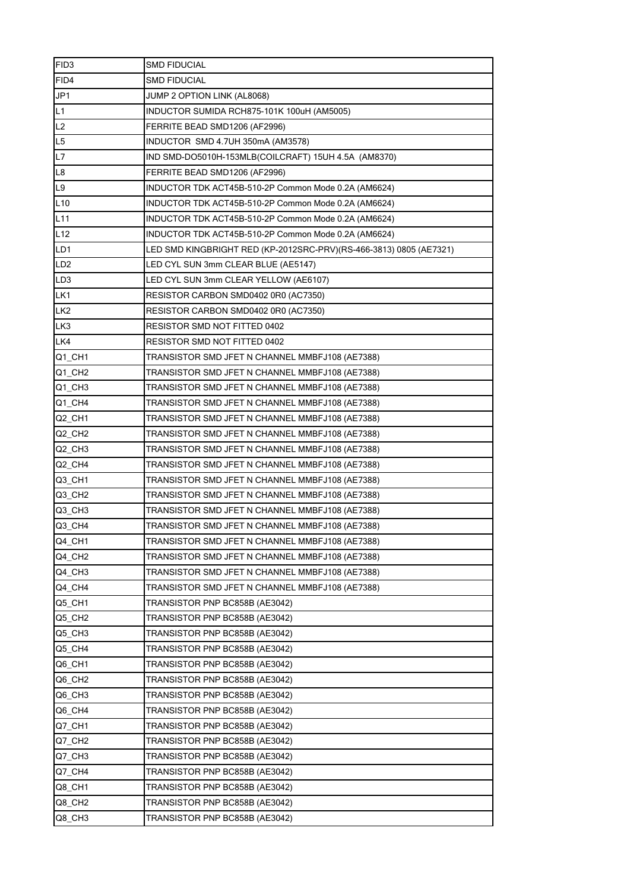| | |
|---|---|
| FID3 | SMD FIDUCIAL |
| FID4 | SMD FIDUCIAL |
| JP1 | JUMP 2 OPTION LINK (AL8068) |
| L1 | INDUCTOR SUMIDA RCH875-101K 100uH (AM5005) |
| L2 | FERRITE BEAD SMD1206 (AF2996) |
| L5 | INDUCTOR  SMD 4.7UH 350mA (AM3578) |
| L7 | IND SMD-DO5010H-153MLB(COILCRAFT) 15UH 4.5A  (AM8370) |
| L8 | FERRITE BEAD SMD1206 (AF2996) |
| L9 | INDUCTOR TDK ACT45B-510-2P Common Mode 0.2A (AM6624) |
| L10 | INDUCTOR TDK ACT45B-510-2P Common Mode 0.2A (AM6624) |
| L11 | INDUCTOR TDK ACT45B-510-2P Common Mode 0.2A (AM6624) |
| L12 | INDUCTOR TDK ACT45B-510-2P Common Mode 0.2A (AM6624) |
| LD1 | LED SMD KINGBRIGHT RED (KP-2012SRC-PRV)(RS-466-3813) 0805 (AE7321) |
| LD2 | LED CYL SUN 3mm CLEAR BLUE (AE5147) |
| LD3 | LED CYL SUN 3mm CLEAR YELLOW (AE6107) |
| LK1 | RESISTOR CARBON SMD0402 0R0 (AC7350) |
| LK2 | RESISTOR CARBON SMD0402 0R0 (AC7350) |
| LK3 | RESISTOR SMD NOT FITTED 0402 |
| LK4 | RESISTOR SMD NOT FITTED 0402 |
| Q1_CH1 | TRANSISTOR SMD JFET N CHANNEL MMBFJ108 (AE7388) |
| Q1_CH2 | TRANSISTOR SMD JFET N CHANNEL MMBFJ108 (AE7388) |
| Q1_CH3 | TRANSISTOR SMD JFET N CHANNEL MMBFJ108 (AE7388) |
| Q1_CH4 | TRANSISTOR SMD JFET N CHANNEL MMBFJ108 (AE7388) |
| Q2_CH1 | TRANSISTOR SMD JFET N CHANNEL MMBFJ108 (AE7388) |
| Q2_CH2 | TRANSISTOR SMD JFET N CHANNEL MMBFJ108 (AE7388) |
| Q2_CH3 | TRANSISTOR SMD JFET N CHANNEL MMBFJ108 (AE7388) |
| Q2_CH4 | TRANSISTOR SMD JFET N CHANNEL MMBFJ108 (AE7388) |
| Q3_CH1 | TRANSISTOR SMD JFET N CHANNEL MMBFJ108 (AE7388) |
| Q3_CH2 | TRANSISTOR SMD JFET N CHANNEL MMBFJ108 (AE7388) |
| Q3_CH3 | TRANSISTOR SMD JFET N CHANNEL MMBFJ108 (AE7388) |
| Q3_CH4 | TRANSISTOR SMD JFET N CHANNEL MMBFJ108 (AE7388) |
| Q4_CH1 | TRANSISTOR SMD JFET N CHANNEL MMBFJ108 (AE7388) |
| Q4_CH2 | TRANSISTOR SMD JFET N CHANNEL MMBFJ108 (AE7388) |
| Q4_CH3 | TRANSISTOR SMD JFET N CHANNEL MMBFJ108 (AE7388) |
| Q4_CH4 | TRANSISTOR SMD JFET N CHANNEL MMBFJ108 (AE7388) |
| Q5_CH1 | TRANSISTOR PNP BC858B (AE3042) |
| Q5_CH2 | TRANSISTOR PNP BC858B (AE3042) |
| Q5_CH3 | TRANSISTOR PNP BC858B (AE3042) |
| Q5_CH4 | TRANSISTOR PNP BC858B (AE3042) |
| Q6_CH1 | TRANSISTOR PNP BC858B (AE3042) |
| Q6_CH2 | TRANSISTOR PNP BC858B (AE3042) |
| Q6_CH3 | TRANSISTOR PNP BC858B (AE3042) |
| Q6_CH4 | TRANSISTOR PNP BC858B (AE3042) |
| Q7_CH1 | TRANSISTOR PNP BC858B (AE3042) |
| Q7_CH2 | TRANSISTOR PNP BC858B (AE3042) |
| Q7_CH3 | TRANSISTOR PNP BC858B (AE3042) |
| Q7_CH4 | TRANSISTOR PNP BC858B (AE3042) |
| Q8_CH1 | TRANSISTOR PNP BC858B (AE3042) |
| Q8_CH2 | TRANSISTOR PNP BC858B (AE3042) |
| Q8_CH3 | TRANSISTOR PNP BC858B (AE3042) |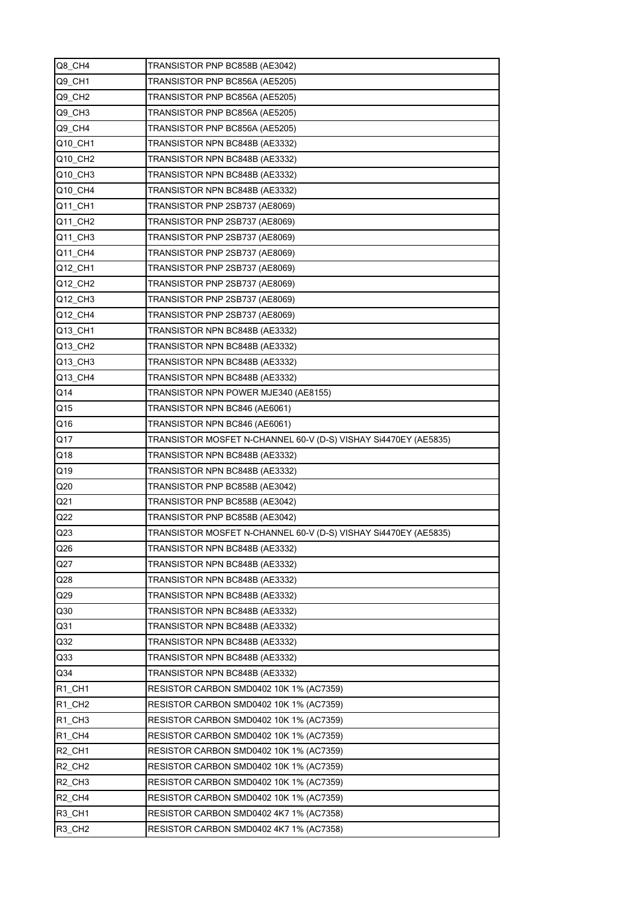| Q8_CH4 | TRANSISTOR PNP BC858B (AE3042) |
|---|---|
| Q9_CH1 | TRANSISTOR PNP BC856A (AE5205) |
| Q9_CH2 | TRANSISTOR PNP BC856A (AE5205) |
| Q9_CH3 | TRANSISTOR PNP BC856A (AE5205) |
| Q9_CH4 | TRANSISTOR PNP BC856A (AE5205) |
| Q10_CH1 | TRANSISTOR NPN BC848B (AE3332) |
| Q10_CH2 | TRANSISTOR NPN BC848B (AE3332) |
| Q10_CH3 | TRANSISTOR NPN BC848B (AE3332) |
| Q10_CH4 | TRANSISTOR NPN BC848B (AE3332) |
| Q11_CH1 | TRANSISTOR PNP 2SB737 (AE8069) |
| Q11_CH2 | TRANSISTOR PNP 2SB737 (AE8069) |
| Q11_CH3 | TRANSISTOR PNP 2SB737 (AE8069) |
| Q11_CH4 | TRANSISTOR PNP 2SB737 (AE8069) |
| Q12_CH1 | TRANSISTOR PNP 2SB737 (AE8069) |
| Q12_CH2 | TRANSISTOR PNP 2SB737 (AE8069) |
| Q12_CH3 | TRANSISTOR PNP 2SB737 (AE8069) |
| Q12_CH4 | TRANSISTOR PNP 2SB737 (AE8069) |
| Q13_CH1 | TRANSISTOR NPN BC848B (AE3332) |
| Q13_CH2 | TRANSISTOR NPN BC848B (AE3332) |
| Q13_CH3 | TRANSISTOR NPN BC848B (AE3332) |
| Q13_CH4 | TRANSISTOR NPN BC848B (AE3332) |
| Q14 | TRANSISTOR NPN POWER MJE340 (AE8155) |
| Q15 | TRANSISTOR NPN BC846 (AE6061) |
| Q16 | TRANSISTOR NPN BC846 (AE6061) |
| Q17 | TRANSISTOR MOSFET N-CHANNEL 60-V (D-S) VISHAY Si4470EY (AE5835) |
| Q18 | TRANSISTOR NPN BC848B (AE3332) |
| Q19 | TRANSISTOR NPN BC848B (AE3332) |
| Q20 | TRANSISTOR PNP BC858B (AE3042) |
| Q21 | TRANSISTOR PNP BC858B (AE3042) |
| Q22 | TRANSISTOR PNP BC858B (AE3042) |
| Q23 | TRANSISTOR MOSFET N-CHANNEL 60-V (D-S) VISHAY Si4470EY (AE5835) |
| Q26 | TRANSISTOR NPN BC848B (AE3332) |
| Q27 | TRANSISTOR NPN BC848B (AE3332) |
| Q28 | TRANSISTOR NPN BC848B (AE3332) |
| Q29 | TRANSISTOR NPN BC848B (AE3332) |
| Q30 | TRANSISTOR NPN BC848B (AE3332) |
| Q31 | TRANSISTOR NPN BC848B (AE3332) |
| Q32 | TRANSISTOR NPN BC848B (AE3332) |
| Q33 | TRANSISTOR NPN BC848B (AE3332) |
| Q34 | TRANSISTOR NPN BC848B (AE3332) |
| R1_CH1 | RESISTOR CARBON SMD0402 10K 1% (AC7359) |
| R1_CH2 | RESISTOR CARBON SMD0402 10K 1% (AC7359) |
| R1_CH3 | RESISTOR CARBON SMD0402 10K 1% (AC7359) |
| R1_CH4 | RESISTOR CARBON SMD0402 10K 1% (AC7359) |
| R2_CH1 | RESISTOR CARBON SMD0402 10K 1% (AC7359) |
| R2_CH2 | RESISTOR CARBON SMD0402 10K 1% (AC7359) |
| R2_CH3 | RESISTOR CARBON SMD0402 10K 1% (AC7359) |
| R2_CH4 | RESISTOR CARBON SMD0402 10K 1% (AC7359) |
| R3_CH1 | RESISTOR CARBON SMD0402 4K7 1% (AC7358) |
| R3_CH2 | RESISTOR CARBON SMD0402 4K7 1% (AC7358) |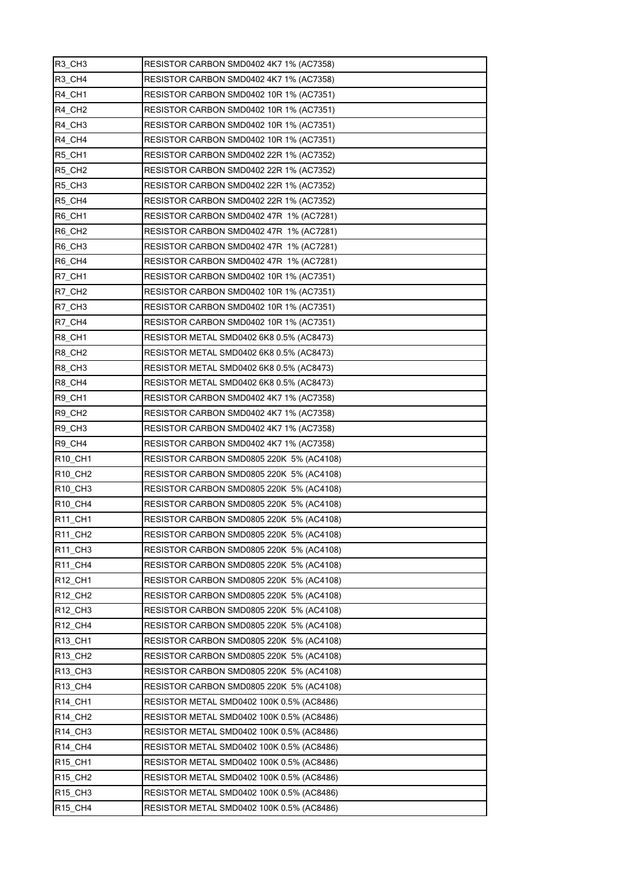| R3_CH3 | RESISTOR CARBON SMD0402 4K7 1% (AC7358) |
|---|---|
| R3_CH4 | RESISTOR CARBON SMD0402 4K7 1% (AC7358) |
| R4_CH1 | RESISTOR CARBON SMD0402 10R 1% (AC7351) |
| R4_CH2 | RESISTOR CARBON SMD0402 10R 1% (AC7351) |
| R4_CH3 | RESISTOR CARBON SMD0402 10R 1% (AC7351) |
| R4_CH4 | RESISTOR CARBON SMD0402 10R 1% (AC7351) |
| R5_CH1 | RESISTOR CARBON SMD0402 22R 1% (AC7352) |
| R5_CH2 | RESISTOR CARBON SMD0402 22R 1% (AC7352) |
| R5_CH3 | RESISTOR CARBON SMD0402 22R 1% (AC7352) |
| R5_CH4 | RESISTOR CARBON SMD0402 22R 1% (AC7352) |
| R6_CH1 | RESISTOR CARBON SMD0402 47R 1% (AC7281) |
| R6_CH2 | RESISTOR CARBON SMD0402 47R 1% (AC7281) |
| R6_CH3 | RESISTOR CARBON SMD0402 47R 1% (AC7281) |
| R6_CH4 | RESISTOR CARBON SMD0402 47R 1% (AC7281) |
| R7_CH1 | RESISTOR CARBON SMD0402 10R 1% (AC7351) |
| R7_CH2 | RESISTOR CARBON SMD0402 10R 1% (AC7351) |
| R7_CH3 | RESISTOR CARBON SMD0402 10R 1% (AC7351) |
| R7_CH4 | RESISTOR CARBON SMD0402 10R 1% (AC7351) |
| R8_CH1 | RESISTOR METAL SMD0402 6K8 0.5% (AC8473) |
| R8_CH2 | RESISTOR METAL SMD0402 6K8 0.5% (AC8473) |
| R8_CH3 | RESISTOR METAL SMD0402 6K8 0.5% (AC8473) |
| R8_CH4 | RESISTOR METAL SMD0402 6K8 0.5% (AC8473) |
| R9_CH1 | RESISTOR CARBON SMD0402 4K7 1% (AC7358) |
| R9_CH2 | RESISTOR CARBON SMD0402 4K7 1% (AC7358) |
| R9_CH3 | RESISTOR CARBON SMD0402 4K7 1% (AC7358) |
| R9_CH4 | RESISTOR CARBON SMD0402 4K7 1% (AC7358) |
| R10_CH1 | RESISTOR CARBON SMD0805 220K 5% (AC4108) |
| R10_CH2 | RESISTOR CARBON SMD0805 220K 5% (AC4108) |
| R10_CH3 | RESISTOR CARBON SMD0805 220K 5% (AC4108) |
| R10_CH4 | RESISTOR CARBON SMD0805 220K 5% (AC4108) |
| R11_CH1 | RESISTOR CARBON SMD0805 220K 5% (AC4108) |
| R11_CH2 | RESISTOR CARBON SMD0805 220K 5% (AC4108) |
| R11_CH3 | RESISTOR CARBON SMD0805 220K 5% (AC4108) |
| R11_CH4 | RESISTOR CARBON SMD0805 220K 5% (AC4108) |
| R12_CH1 | RESISTOR CARBON SMD0805 220K 5% (AC4108) |
| R12_CH2 | RESISTOR CARBON SMD0805 220K 5% (AC4108) |
| R12_CH3 | RESISTOR CARBON SMD0805 220K 5% (AC4108) |
| R12_CH4 | RESISTOR CARBON SMD0805 220K 5% (AC4108) |
| R13_CH1 | RESISTOR CARBON SMD0805 220K 5% (AC4108) |
| R13_CH2 | RESISTOR CARBON SMD0805 220K 5% (AC4108) |
| R13_CH3 | RESISTOR CARBON SMD0805 220K 5% (AC4108) |
| R13_CH4 | RESISTOR CARBON SMD0805 220K 5% (AC4108) |
| R14_CH1 | RESISTOR METAL SMD0402 100K 0.5% (AC8486) |
| R14_CH2 | RESISTOR METAL SMD0402 100K 0.5% (AC8486) |
| R14_CH3 | RESISTOR METAL SMD0402 100K 0.5% (AC8486) |
| R14_CH4 | RESISTOR METAL SMD0402 100K 0.5% (AC8486) |
| R15_CH1 | RESISTOR METAL SMD0402 100K 0.5% (AC8486) |
| R15_CH2 | RESISTOR METAL SMD0402 100K 0.5% (AC8486) |
| R15_CH3 | RESISTOR METAL SMD0402 100K 0.5% (AC8486) |
| R15_CH4 | RESISTOR METAL SMD0402 100K 0.5% (AC8486) |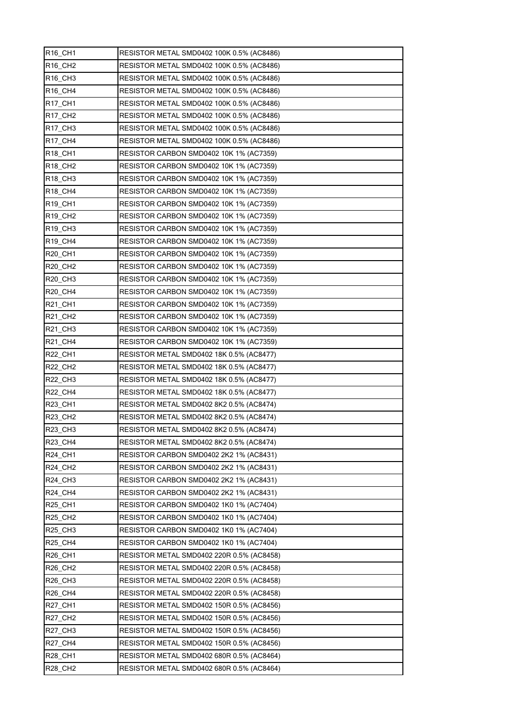| R16_CH1 | RESISTOR METAL SMD0402 100K 0.5% (AC8486) |
|---|---|
| R16_CH2 | RESISTOR METAL SMD0402 100K 0.5% (AC8486) |
| R16_CH3 | RESISTOR METAL SMD0402 100K 0.5% (AC8486) |
| R16_CH4 | RESISTOR METAL SMD0402 100K 0.5% (AC8486) |
| R17_CH1 | RESISTOR METAL SMD0402 100K 0.5% (AC8486) |
| R17_CH2 | RESISTOR METAL SMD0402 100K 0.5% (AC8486) |
| R17_CH3 | RESISTOR METAL SMD0402 100K 0.5% (AC8486) |
| R17_CH4 | RESISTOR METAL SMD0402 100K 0.5% (AC8486) |
| R18_CH1 | RESISTOR CARBON SMD0402 10K 1% (AC7359) |
| R18_CH2 | RESISTOR CARBON SMD0402 10K 1% (AC7359) |
| R18_CH3 | RESISTOR CARBON SMD0402 10K 1% (AC7359) |
| R18_CH4 | RESISTOR CARBON SMD0402 10K 1% (AC7359) |
| R19_CH1 | RESISTOR CARBON SMD0402 10K 1% (AC7359) |
| R19_CH2 | RESISTOR CARBON SMD0402 10K 1% (AC7359) |
| R19_CH3 | RESISTOR CARBON SMD0402 10K 1% (AC7359) |
| R19_CH4 | RESISTOR CARBON SMD0402 10K 1% (AC7359) |
| R20_CH1 | RESISTOR CARBON SMD0402 10K 1% (AC7359) |
| R20_CH2 | RESISTOR CARBON SMD0402 10K 1% (AC7359) |
| R20_CH3 | RESISTOR CARBON SMD0402 10K 1% (AC7359) |
| R20_CH4 | RESISTOR CARBON SMD0402 10K 1% (AC7359) |
| R21_CH1 | RESISTOR CARBON SMD0402 10K 1% (AC7359) |
| R21_CH2 | RESISTOR CARBON SMD0402 10K 1% (AC7359) |
| R21_CH3 | RESISTOR CARBON SMD0402 10K 1% (AC7359) |
| R21_CH4 | RESISTOR CARBON SMD0402 10K 1% (AC7359) |
| R22_CH1 | RESISTOR METAL SMD0402 18K 0.5% (AC8477) |
| R22_CH2 | RESISTOR METAL SMD0402 18K 0.5% (AC8477) |
| R22_CH3 | RESISTOR METAL SMD0402 18K 0.5% (AC8477) |
| R22_CH4 | RESISTOR METAL SMD0402 18K 0.5% (AC8477) |
| R23_CH1 | RESISTOR METAL SMD0402 8K2 0.5% (AC8474) |
| R23_CH2 | RESISTOR METAL SMD0402 8K2 0.5% (AC8474) |
| R23_CH3 | RESISTOR METAL SMD0402 8K2 0.5% (AC8474) |
| R23_CH4 | RESISTOR METAL SMD0402 8K2 0.5% (AC8474) |
| R24_CH1 | RESISTOR CARBON SMD0402 2K2 1% (AC8431) |
| R24_CH2 | RESISTOR CARBON SMD0402 2K2 1% (AC8431) |
| R24_CH3 | RESISTOR CARBON SMD0402 2K2 1% (AC8431) |
| R24_CH4 | RESISTOR CARBON SMD0402 2K2 1% (AC8431) |
| R25_CH1 | RESISTOR CARBON SMD0402 1K0 1% (AC7404) |
| R25_CH2 | RESISTOR CARBON SMD0402 1K0 1% (AC7404) |
| R25_CH3 | RESISTOR CARBON SMD0402 1K0 1% (AC7404) |
| R25_CH4 | RESISTOR CARBON SMD0402 1K0 1% (AC7404) |
| R26_CH1 | RESISTOR METAL SMD0402 220R 0.5% (AC8458) |
| R26_CH2 | RESISTOR METAL SMD0402 220R 0.5% (AC8458) |
| R26_CH3 | RESISTOR METAL SMD0402 220R 0.5% (AC8458) |
| R26_CH4 | RESISTOR METAL SMD0402 220R 0.5% (AC8458) |
| R27_CH1 | RESISTOR METAL SMD0402 150R 0.5% (AC8456) |
| R27_CH2 | RESISTOR METAL SMD0402 150R 0.5% (AC8456) |
| R27_CH3 | RESISTOR METAL SMD0402 150R 0.5% (AC8456) |
| R27_CH4 | RESISTOR METAL SMD0402 150R 0.5% (AC8456) |
| R28_CH1 | RESISTOR METAL SMD0402 680R 0.5% (AC8464) |
| R28_CH2 | RESISTOR METAL SMD0402 680R 0.5% (AC8464) |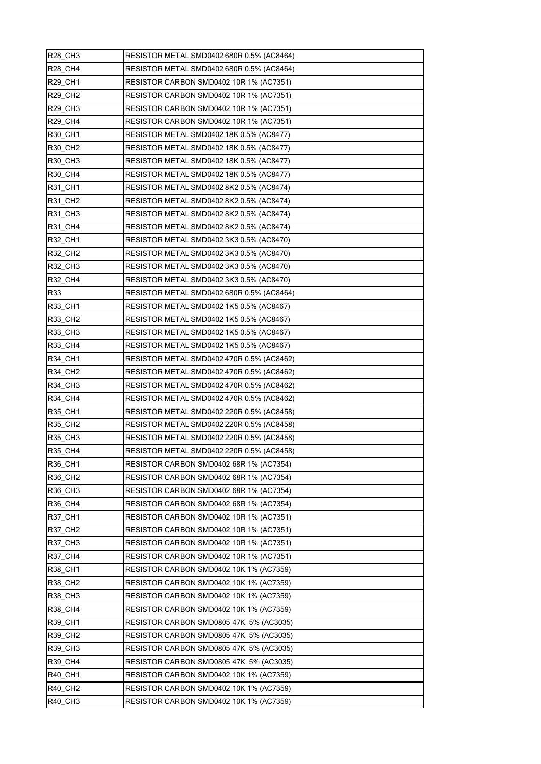| R28_CH3 | RESISTOR METAL SMD0402 680R 0.5% (AC8464) |
|---|---|
| R28_CH4 | RESISTOR METAL SMD0402 680R 0.5% (AC8464) |
| R29_CH1 | RESISTOR CARBON SMD0402 10R 1% (AC7351) |
| R29_CH2 | RESISTOR CARBON SMD0402 10R 1% (AC7351) |
| R29_CH3 | RESISTOR CARBON SMD0402 10R 1% (AC7351) |
| R29_CH4 | RESISTOR CARBON SMD0402 10R 1% (AC7351) |
| R30_CH1 | RESISTOR METAL SMD0402 18K 0.5% (AC8477) |
| R30_CH2 | RESISTOR METAL SMD0402 18K 0.5% (AC8477) |
| R30_CH3 | RESISTOR METAL SMD0402 18K 0.5% (AC8477) |
| R30_CH4 | RESISTOR METAL SMD0402 18K 0.5% (AC8477) |
| R31_CH1 | RESISTOR METAL SMD0402 8K2 0.5% (AC8474) |
| R31_CH2 | RESISTOR METAL SMD0402 8K2 0.5% (AC8474) |
| R31_CH3 | RESISTOR METAL SMD0402 8K2 0.5% (AC8474) |
| R31_CH4 | RESISTOR METAL SMD0402 8K2 0.5% (AC8474) |
| R32_CH1 | RESISTOR METAL SMD0402 3K3 0.5% (AC8470) |
| R32_CH2 | RESISTOR METAL SMD0402 3K3 0.5% (AC8470) |
| R32_CH3 | RESISTOR METAL SMD0402 3K3 0.5% (AC8470) |
| R32_CH4 | RESISTOR METAL SMD0402 3K3 0.5% (AC8470) |
| R33 | RESISTOR METAL SMD0402 680R 0.5% (AC8464) |
| R33_CH1 | RESISTOR METAL SMD0402 1K5 0.5% (AC8467) |
| R33_CH2 | RESISTOR METAL SMD0402 1K5 0.5% (AC8467) |
| R33_CH3 | RESISTOR METAL SMD0402 1K5 0.5% (AC8467) |
| R33_CH4 | RESISTOR METAL SMD0402 1K5 0.5% (AC8467) |
| R34_CH1 | RESISTOR METAL SMD0402 470R 0.5% (AC8462) |
| R34_CH2 | RESISTOR METAL SMD0402 470R 0.5% (AC8462) |
| R34_CH3 | RESISTOR METAL SMD0402 470R 0.5% (AC8462) |
| R34_CH4 | RESISTOR METAL SMD0402 470R 0.5% (AC8462) |
| R35_CH1 | RESISTOR METAL SMD0402 220R 0.5% (AC8458) |
| R35_CH2 | RESISTOR METAL SMD0402 220R 0.5% (AC8458) |
| R35_CH3 | RESISTOR METAL SMD0402 220R 0.5% (AC8458) |
| R35_CH4 | RESISTOR METAL SMD0402 220R 0.5% (AC8458) |
| R36_CH1 | RESISTOR CARBON SMD0402 68R 1% (AC7354) |
| R36_CH2 | RESISTOR CARBON SMD0402 68R 1% (AC7354) |
| R36_CH3 | RESISTOR CARBON SMD0402 68R 1% (AC7354) |
| R36_CH4 | RESISTOR CARBON SMD0402 68R 1% (AC7354) |
| R37_CH1 | RESISTOR CARBON SMD0402 10R 1% (AC7351) |
| R37_CH2 | RESISTOR CARBON SMD0402 10R 1% (AC7351) |
| R37_CH3 | RESISTOR CARBON SMD0402 10R 1% (AC7351) |
| R37_CH4 | RESISTOR CARBON SMD0402 10R 1% (AC7351) |
| R38_CH1 | RESISTOR CARBON SMD0402 10K 1% (AC7359) |
| R38_CH2 | RESISTOR CARBON SMD0402 10K 1% (AC7359) |
| R38_CH3 | RESISTOR CARBON SMD0402 10K 1% (AC7359) |
| R38_CH4 | RESISTOR CARBON SMD0402 10K 1% (AC7359) |
| R39_CH1 | RESISTOR CARBON SMD0805 47K 5% (AC3035) |
| R39_CH2 | RESISTOR CARBON SMD0805 47K 5% (AC3035) |
| R39_CH3 | RESISTOR CARBON SMD0805 47K 5% (AC3035) |
| R39_CH4 | RESISTOR CARBON SMD0805 47K 5% (AC3035) |
| R40_CH1 | RESISTOR CARBON SMD0402 10K 1% (AC7359) |
| R40_CH2 | RESISTOR CARBON SMD0402 10K 1% (AC7359) |
| R40_CH3 | RESISTOR CARBON SMD0402 10K 1% (AC7359) |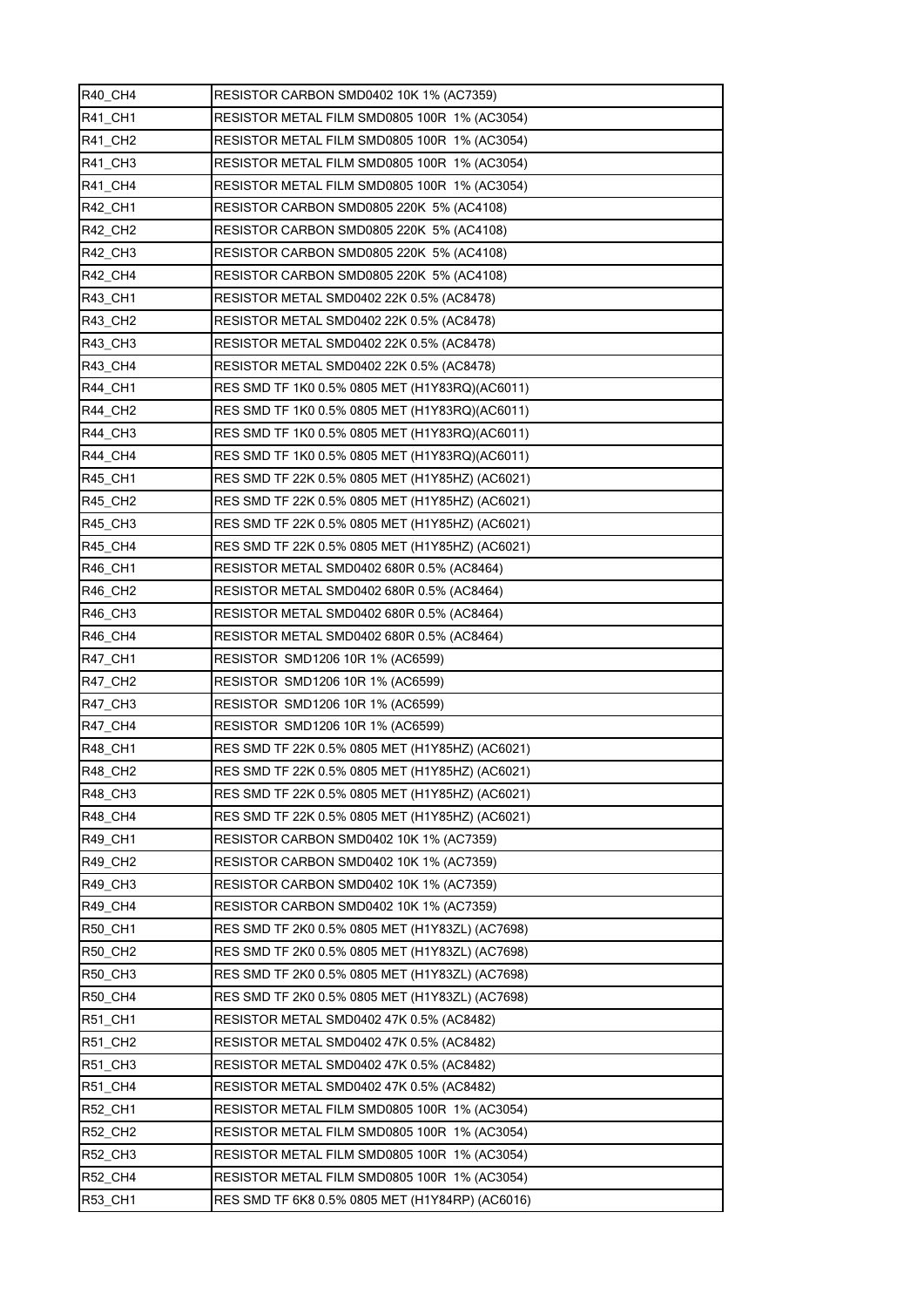| R40_CH4 | RESISTOR CARBON SMD0402 10K 1% (AC7359) |
|---|---|
| R41_CH1 | RESISTOR METAL FILM SMD0805 100R 1% (AC3054) |
| R41_CH2 | RESISTOR METAL FILM SMD0805 100R 1% (AC3054) |
| R41_CH3 | RESISTOR METAL FILM SMD0805 100R 1% (AC3054) |
| R41_CH4 | RESISTOR METAL FILM SMD0805 100R 1% (AC3054) |
| R42_CH1 | RESISTOR CARBON SMD0805 220K 5% (AC4108) |
| R42_CH2 | RESISTOR CARBON SMD0805 220K 5% (AC4108) |
| R42_CH3 | RESISTOR CARBON SMD0805 220K 5% (AC4108) |
| R42_CH4 | RESISTOR CARBON SMD0805 220K 5% (AC4108) |
| R43_CH1 | RESISTOR METAL SMD0402 22K 0.5% (AC8478) |
| R43_CH2 | RESISTOR METAL SMD0402 22K 0.5% (AC8478) |
| R43_CH3 | RESISTOR METAL SMD0402 22K 0.5% (AC8478) |
| R43_CH4 | RESISTOR METAL SMD0402 22K 0.5% (AC8478) |
| R44_CH1 | RES SMD TF 1K0 0.5% 0805 MET (H1Y83RQ)(AC6011) |
| R44_CH2 | RES SMD TF 1K0 0.5% 0805 MET (H1Y83RQ)(AC6011) |
| R44_CH3 | RES SMD TF 1K0 0.5% 0805 MET (H1Y83RQ)(AC6011) |
| R44_CH4 | RES SMD TF 1K0 0.5% 0805 MET (H1Y83RQ)(AC6011) |
| R45_CH1 | RES SMD TF 22K 0.5% 0805 MET (H1Y85HZ) (AC6021) |
| R45_CH2 | RES SMD TF 22K 0.5% 0805 MET (H1Y85HZ) (AC6021) |
| R45_CH3 | RES SMD TF 22K 0.5% 0805 MET (H1Y85HZ) (AC6021) |
| R45_CH4 | RES SMD TF 22K 0.5% 0805 MET (H1Y85HZ) (AC6021) |
| R46_CH1 | RESISTOR METAL SMD0402 680R 0.5% (AC8464) |
| R46_CH2 | RESISTOR METAL SMD0402 680R 0.5% (AC8464) |
| R46_CH3 | RESISTOR METAL SMD0402 680R 0.5% (AC8464) |
| R46_CH4 | RESISTOR METAL SMD0402 680R 0.5% (AC8464) |
| R47_CH1 | RESISTOR SMD1206 10R 1% (AC6599) |
| R47_CH2 | RESISTOR SMD1206 10R 1% (AC6599) |
| R47_CH3 | RESISTOR SMD1206 10R 1% (AC6599) |
| R47_CH4 | RESISTOR SMD1206 10R 1% (AC6599) |
| R48_CH1 | RES SMD TF 22K 0.5% 0805 MET (H1Y85HZ) (AC6021) |
| R48_CH2 | RES SMD TF 22K 0.5% 0805 MET (H1Y85HZ) (AC6021) |
| R48_CH3 | RES SMD TF 22K 0.5% 0805 MET (H1Y85HZ) (AC6021) |
| R48_CH4 | RES SMD TF 22K 0.5% 0805 MET (H1Y85HZ) (AC6021) |
| R49_CH1 | RESISTOR CARBON SMD0402 10K 1% (AC7359) |
| R49_CH2 | RESISTOR CARBON SMD0402 10K 1% (AC7359) |
| R49_CH3 | RESISTOR CARBON SMD0402 10K 1% (AC7359) |
| R49_CH4 | RESISTOR CARBON SMD0402 10K 1% (AC7359) |
| R50_CH1 | RES SMD TF 2K0 0.5% 0805 MET (H1Y83ZL) (AC7698) |
| R50_CH2 | RES SMD TF 2K0 0.5% 0805 MET (H1Y83ZL) (AC7698) |
| R50_CH3 | RES SMD TF 2K0 0.5% 0805 MET (H1Y83ZL) (AC7698) |
| R50_CH4 | RES SMD TF 2K0 0.5% 0805 MET (H1Y83ZL) (AC7698) |
| R51_CH1 | RESISTOR METAL SMD0402 47K 0.5% (AC8482) |
| R51_CH2 | RESISTOR METAL SMD0402 47K 0.5% (AC8482) |
| R51_CH3 | RESISTOR METAL SMD0402 47K 0.5% (AC8482) |
| R51_CH4 | RESISTOR METAL SMD0402 47K 0.5% (AC8482) |
| R52_CH1 | RESISTOR METAL FILM SMD0805 100R 1% (AC3054) |
| R52_CH2 | RESISTOR METAL FILM SMD0805 100R 1% (AC3054) |
| R52_CH3 | RESISTOR METAL FILM SMD0805 100R 1% (AC3054) |
| R52_CH4 | RESISTOR METAL FILM SMD0805 100R 1% (AC3054) |
| R53_CH1 | RES SMD TF 6K8 0.5% 0805 MET (H1Y84RP) (AC6016) |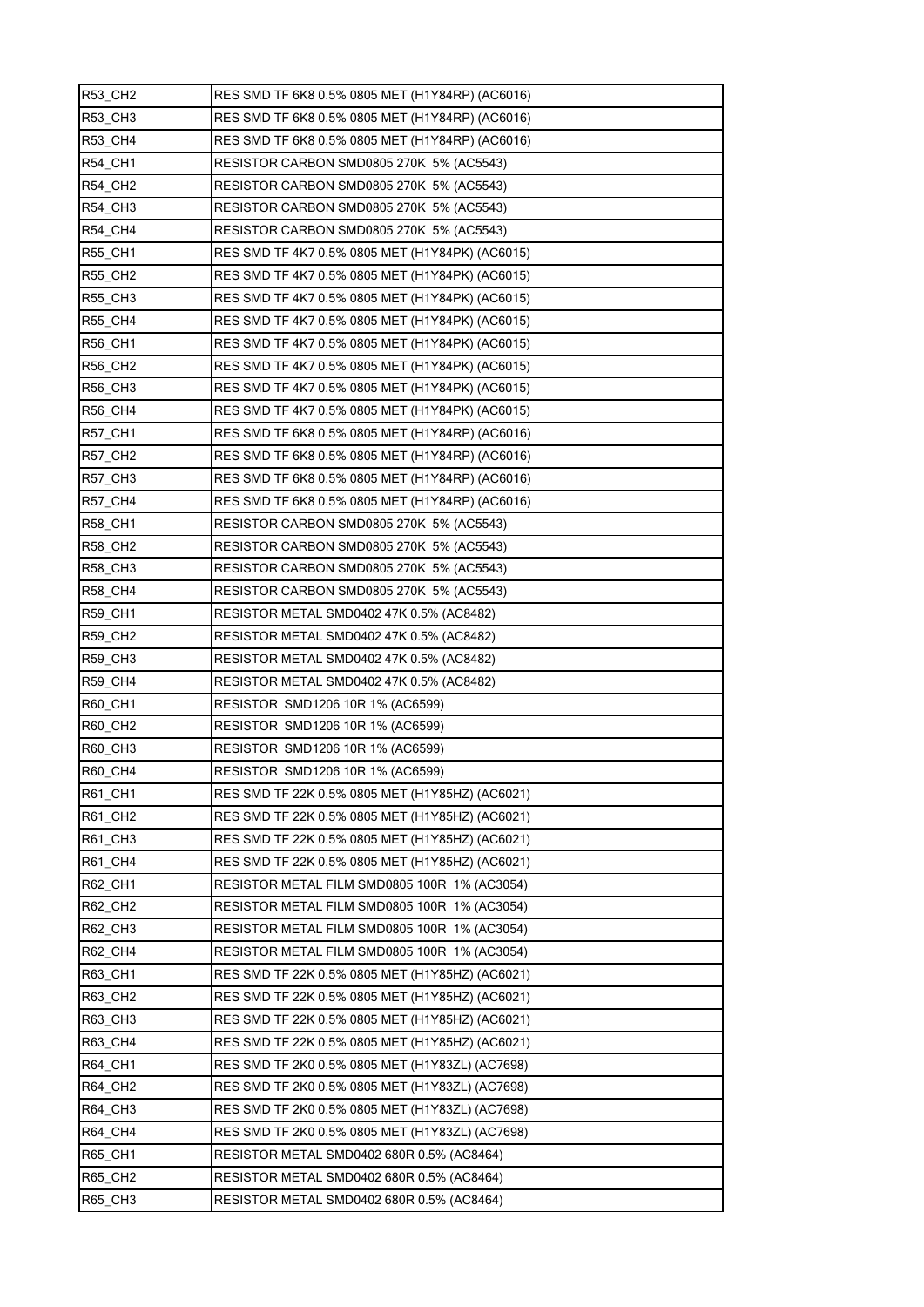| R53_CH2 | RES SMD TF 6K8 0.5% 0805 MET (H1Y84RP) (AC6016) |
|---|---|
| R53_CH3 | RES SMD TF 6K8 0.5% 0805 MET (H1Y84RP) (AC6016) |
| R53_CH4 | RES SMD TF 6K8 0.5% 0805 MET (H1Y84RP) (AC6016) |
| R54_CH1 | RESISTOR CARBON SMD0805 270K 5% (AC5543) |
| R54_CH2 | RESISTOR CARBON SMD0805 270K 5% (AC5543) |
| R54_CH3 | RESISTOR CARBON SMD0805 270K 5% (AC5543) |
| R54_CH4 | RESISTOR CARBON SMD0805 270K 5% (AC5543) |
| R55_CH1 | RES SMD TF 4K7 0.5% 0805 MET (H1Y84PK) (AC6015) |
| R55_CH2 | RES SMD TF 4K7 0.5% 0805 MET (H1Y84PK) (AC6015) |
| R55_CH3 | RES SMD TF 4K7 0.5% 0805 MET (H1Y84PK) (AC6015) |
| R55_CH4 | RES SMD TF 4K7 0.5% 0805 MET (H1Y84PK) (AC6015) |
| R56_CH1 | RES SMD TF 4K7 0.5% 0805 MET (H1Y84PK) (AC6015) |
| R56_CH2 | RES SMD TF 4K7 0.5% 0805 MET (H1Y84PK) (AC6015) |
| R56_CH3 | RES SMD TF 4K7 0.5% 0805 MET (H1Y84PK) (AC6015) |
| R56_CH4 | RES SMD TF 4K7 0.5% 0805 MET (H1Y84PK) (AC6015) |
| R57_CH1 | RES SMD TF 6K8 0.5% 0805 MET (H1Y84RP) (AC6016) |
| R57_CH2 | RES SMD TF 6K8 0.5% 0805 MET (H1Y84RP) (AC6016) |
| R57_CH3 | RES SMD TF 6K8 0.5% 0805 MET (H1Y84RP) (AC6016) |
| R57_CH4 | RES SMD TF 6K8 0.5% 0805 MET (H1Y84RP) (AC6016) |
| R58_CH1 | RESISTOR CARBON SMD0805 270K 5% (AC5543) |
| R58_CH2 | RESISTOR CARBON SMD0805 270K 5% (AC5543) |
| R58_CH3 | RESISTOR CARBON SMD0805 270K 5% (AC5543) |
| R58_CH4 | RESISTOR CARBON SMD0805 270K 5% (AC5543) |
| R59_CH1 | RESISTOR METAL SMD0402 47K 0.5% (AC8482) |
| R59_CH2 | RESISTOR METAL SMD0402 47K 0.5% (AC8482) |
| R59_CH3 | RESISTOR METAL SMD0402 47K 0.5% (AC8482) |
| R59_CH4 | RESISTOR METAL SMD0402 47K 0.5% (AC8482) |
| R60_CH1 | RESISTOR SMD1206 10R 1% (AC6599) |
| R60_CH2 | RESISTOR SMD1206 10R 1% (AC6599) |
| R60_CH3 | RESISTOR SMD1206 10R 1% (AC6599) |
| R60_CH4 | RESISTOR SMD1206 10R 1% (AC6599) |
| R61_CH1 | RES SMD TF 22K 0.5% 0805 MET (H1Y85HZ) (AC6021) |
| R61_CH2 | RES SMD TF 22K 0.5% 0805 MET (H1Y85HZ) (AC6021) |
| R61_CH3 | RES SMD TF 22K 0.5% 0805 MET (H1Y85HZ) (AC6021) |
| R61_CH4 | RES SMD TF 22K 0.5% 0805 MET (H1Y85HZ) (AC6021) |
| R62_CH1 | RESISTOR METAL FILM SMD0805 100R 1% (AC3054) |
| R62_CH2 | RESISTOR METAL FILM SMD0805 100R 1% (AC3054) |
| R62_CH3 | RESISTOR METAL FILM SMD0805 100R 1% (AC3054) |
| R62_CH4 | RESISTOR METAL FILM SMD0805 100R 1% (AC3054) |
| R63_CH1 | RES SMD TF 22K 0.5% 0805 MET (H1Y85HZ) (AC6021) |
| R63_CH2 | RES SMD TF 22K 0.5% 0805 MET (H1Y85HZ) (AC6021) |
| R63_CH3 | RES SMD TF 22K 0.5% 0805 MET (H1Y85HZ) (AC6021) |
| R63_CH4 | RES SMD TF 22K 0.5% 0805 MET (H1Y85HZ) (AC6021) |
| R64_CH1 | RES SMD TF 2K0 0.5% 0805 MET (H1Y83ZL) (AC7698) |
| R64_CH2 | RES SMD TF 2K0 0.5% 0805 MET (H1Y83ZL) (AC7698) |
| R64_CH3 | RES SMD TF 2K0 0.5% 0805 MET (H1Y83ZL) (AC7698) |
| R64_CH4 | RES SMD TF 2K0 0.5% 0805 MET (H1Y83ZL) (AC7698) |
| R65_CH1 | RESISTOR METAL SMD0402 680R 0.5% (AC8464) |
| R65_CH2 | RESISTOR METAL SMD0402 680R 0.5% (AC8464) |
| R65_CH3 | RESISTOR METAL SMD0402 680R 0.5% (AC8464) |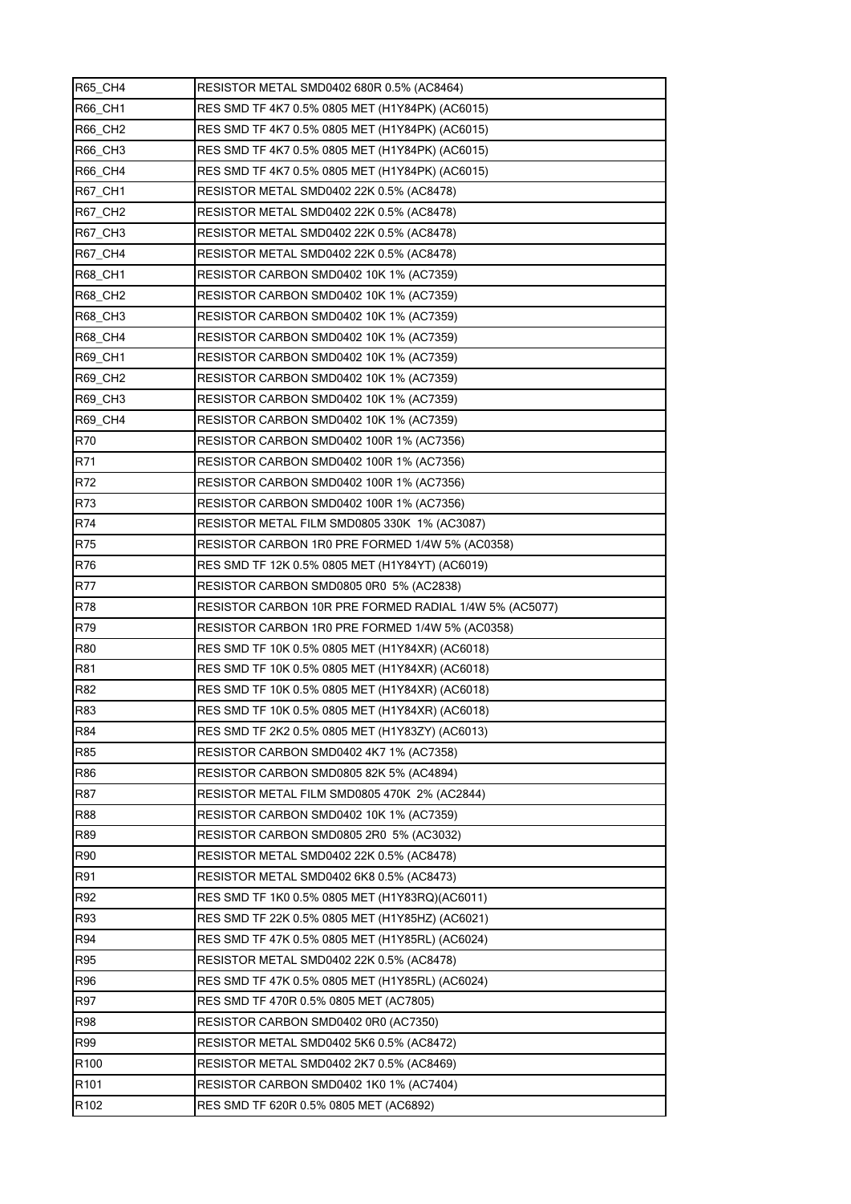| | |
|---|---|
| R65_CH4 | RESISTOR METAL SMD0402 680R 0.5% (AC8464) |
| R66_CH1 | RES SMD TF 4K7 0.5% 0805 MET (H1Y84PK) (AC6015) |
| R66_CH2 | RES SMD TF 4K7 0.5% 0805 MET (H1Y84PK) (AC6015) |
| R66_CH3 | RES SMD TF 4K7 0.5% 0805 MET (H1Y84PK) (AC6015) |
| R66_CH4 | RES SMD TF 4K7 0.5% 0805 MET (H1Y84PK) (AC6015) |
| R67_CH1 | RESISTOR METAL SMD0402 22K 0.5% (AC8478) |
| R67_CH2 | RESISTOR METAL SMD0402 22K 0.5% (AC8478) |
| R67_CH3 | RESISTOR METAL SMD0402 22K 0.5% (AC8478) |
| R67_CH4 | RESISTOR METAL SMD0402 22K 0.5% (AC8478) |
| R68_CH1 | RESISTOR CARBON SMD0402 10K 1% (AC7359) |
| R68_CH2 | RESISTOR CARBON SMD0402 10K 1% (AC7359) |
| R68_CH3 | RESISTOR CARBON SMD0402 10K 1% (AC7359) |
| R68_CH4 | RESISTOR CARBON SMD0402 10K 1% (AC7359) |
| R69_CH1 | RESISTOR CARBON SMD0402 10K 1% (AC7359) |
| R69_CH2 | RESISTOR CARBON SMD0402 10K 1% (AC7359) |
| R69_CH3 | RESISTOR CARBON SMD0402 10K 1% (AC7359) |
| R69_CH4 | RESISTOR CARBON SMD0402 10K 1% (AC7359) |
| R70 | RESISTOR CARBON SMD0402 100R 1% (AC7356) |
| R71 | RESISTOR CARBON SMD0402 100R 1% (AC7356) |
| R72 | RESISTOR CARBON SMD0402 100R 1% (AC7356) |
| R73 | RESISTOR CARBON SMD0402 100R 1% (AC7356) |
| R74 | RESISTOR METAL FILM SMD0805 330K 1% (AC3087) |
| R75 | RESISTOR CARBON 1R0 PRE FORMED 1/4W 5% (AC0358) |
| R76 | RES SMD TF 12K 0.5% 0805 MET (H1Y84YT) (AC6019) |
| R77 | RESISTOR CARBON SMD0805 0R0 5% (AC2838) |
| R78 | RESISTOR CARBON 10R PRE FORMED RADIAL 1/4W 5% (AC5077) |
| R79 | RESISTOR CARBON 1R0 PRE FORMED 1/4W 5% (AC0358) |
| R80 | RES SMD TF 10K 0.5% 0805 MET (H1Y84XR) (AC6018) |
| R81 | RES SMD TF 10K 0.5% 0805 MET (H1Y84XR) (AC6018) |
| R82 | RES SMD TF 10K 0.5% 0805 MET (H1Y84XR) (AC6018) |
| R83 | RES SMD TF 10K 0.5% 0805 MET (H1Y84XR) (AC6018) |
| R84 | RES SMD TF 2K2 0.5% 0805 MET (H1Y83ZY) (AC6013) |
| R85 | RESISTOR CARBON SMD0402 4K7 1% (AC7358) |
| R86 | RESISTOR CARBON SMD0805 82K 5% (AC4894) |
| R87 | RESISTOR METAL FILM SMD0805 470K 2% (AC2844) |
| R88 | RESISTOR CARBON SMD0402 10K 1% (AC7359) |
| R89 | RESISTOR CARBON SMD0805 2R0 5% (AC3032) |
| R90 | RESISTOR METAL SMD0402 22K 0.5% (AC8478) |
| R91 | RESISTOR METAL SMD0402 6K8 0.5% (AC8473) |
| R92 | RES SMD TF 1K0 0.5% 0805 MET (H1Y83RQ)(AC6011) |
| R93 | RES SMD TF 22K 0.5% 0805 MET (H1Y85HZ) (AC6021) |
| R94 | RES SMD TF 47K 0.5% 0805 MET (H1Y85RL) (AC6024) |
| R95 | RESISTOR METAL SMD0402 22K 0.5% (AC8478) |
| R96 | RES SMD TF 47K 0.5% 0805 MET (H1Y85RL) (AC6024) |
| R97 | RES SMD TF 470R 0.5% 0805 MET (AC7805) |
| R98 | RESISTOR CARBON SMD0402 0R0 (AC7350) |
| R99 | RESISTOR METAL SMD0402 5K6 0.5% (AC8472) |
| R100 | RESISTOR METAL SMD0402 2K7 0.5% (AC8469) |
| R101 | RESISTOR CARBON SMD0402 1K0 1% (AC7404) |
| R102 | RES SMD TF 620R 0.5% 0805 MET (AC6892) |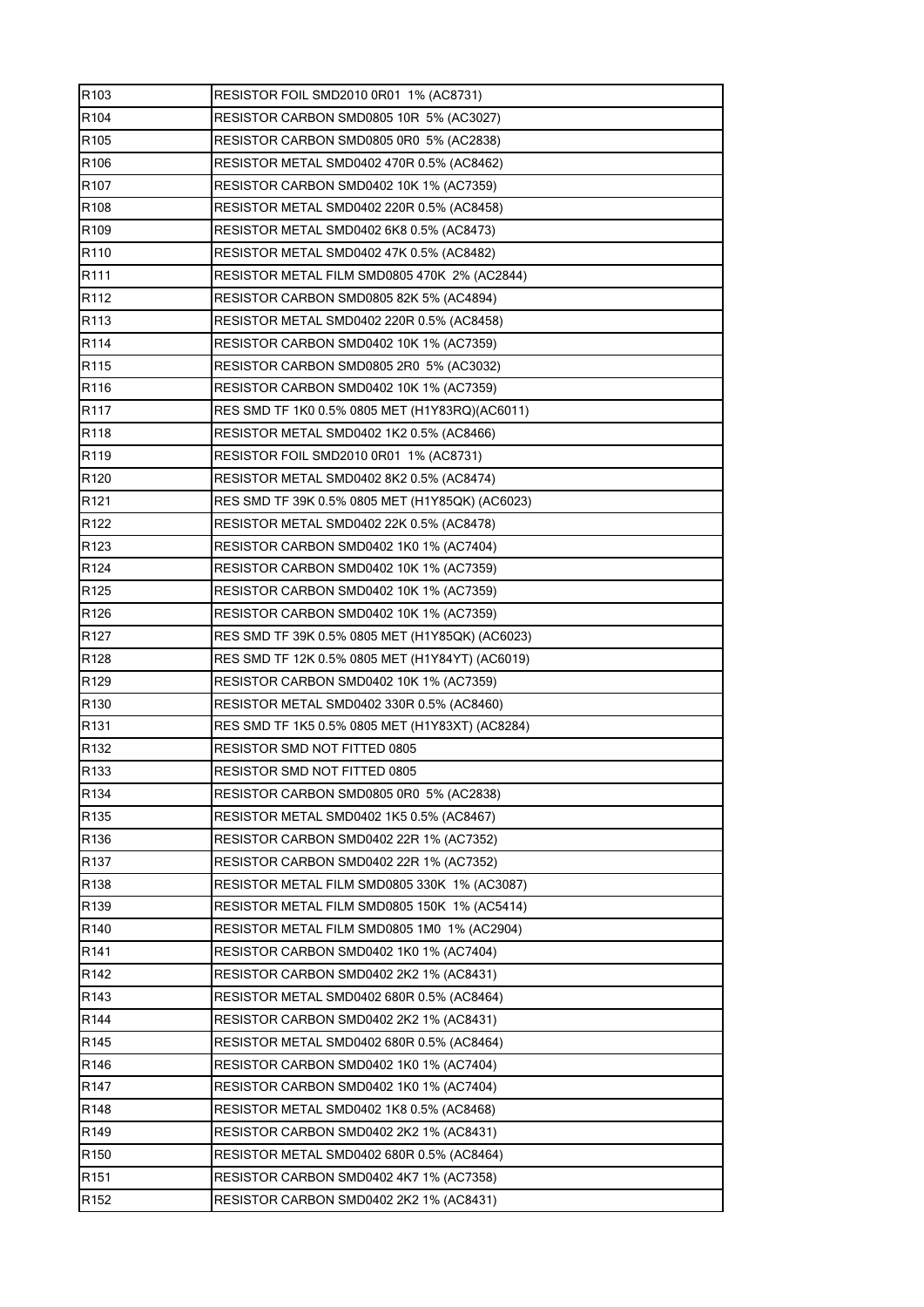| | |
|---|---|
| R103 | RESISTOR FOIL SMD2010 0R01 1% (AC8731) |
| R104 | RESISTOR CARBON SMD0805 10R 5% (AC3027) |
| R105 | RESISTOR CARBON SMD0805 0R0 5% (AC2838) |
| R106 | RESISTOR METAL SMD0402 470R 0.5% (AC8462) |
| R107 | RESISTOR CARBON SMD0402 10K 1% (AC7359) |
| R108 | RESISTOR METAL SMD0402 220R 0.5% (AC8458) |
| R109 | RESISTOR METAL SMD0402 6K8 0.5% (AC8473) |
| R110 | RESISTOR METAL SMD0402 47K 0.5% (AC8482) |
| R111 | RESISTOR METAL FILM SMD0805 470K 2% (AC2844) |
| R112 | RESISTOR CARBON SMD0805 82K 5% (AC4894) |
| R113 | RESISTOR METAL SMD0402 220R 0.5% (AC8458) |
| R114 | RESISTOR CARBON SMD0402 10K 1% (AC7359) |
| R115 | RESISTOR CARBON SMD0805 2R0 5% (AC3032) |
| R116 | RESISTOR CARBON SMD0402 10K 1% (AC7359) |
| R117 | RES SMD TF 1K0 0.5% 0805 MET (H1Y83RQ)(AC6011) |
| R118 | RESISTOR METAL SMD0402 1K2 0.5% (AC8466) |
| R119 | RESISTOR FOIL SMD2010 0R01 1% (AC8731) |
| R120 | RESISTOR METAL SMD0402 8K2 0.5% (AC8474) |
| R121 | RES SMD TF 39K 0.5% 0805 MET (H1Y85QK) (AC6023) |
| R122 | RESISTOR METAL SMD0402 22K 0.5% (AC8478) |
| R123 | RESISTOR CARBON SMD0402 1K0 1% (AC7404) |
| R124 | RESISTOR CARBON SMD0402 10K 1% (AC7359) |
| R125 | RESISTOR CARBON SMD0402 10K 1% (AC7359) |
| R126 | RESISTOR CARBON SMD0402 10K 1% (AC7359) |
| R127 | RES SMD TF 39K 0.5% 0805 MET (H1Y85QK) (AC6023) |
| R128 | RES SMD TF 12K 0.5% 0805 MET (H1Y84YT) (AC6019) |
| R129 | RESISTOR CARBON SMD0402 10K 1% (AC7359) |
| R130 | RESISTOR METAL SMD0402 330R 0.5% (AC8460) |
| R131 | RES SMD TF 1K5 0.5% 0805 MET (H1Y83XT) (AC8284) |
| R132 | RESISTOR SMD NOT FITTED 0805 |
| R133 | RESISTOR SMD NOT FITTED 0805 |
| R134 | RESISTOR CARBON SMD0805 0R0 5% (AC2838) |
| R135 | RESISTOR METAL SMD0402 1K5 0.5% (AC8467) |
| R136 | RESISTOR CARBON SMD0402 22R 1% (AC7352) |
| R137 | RESISTOR CARBON SMD0402 22R 1% (AC7352) |
| R138 | RESISTOR METAL FILM SMD0805 330K 1% (AC3087) |
| R139 | RESISTOR METAL FILM SMD0805 150K 1% (AC5414) |
| R140 | RESISTOR METAL FILM SMD0805 1M0 1% (AC2904) |
| R141 | RESISTOR CARBON SMD0402 1K0 1% (AC7404) |
| R142 | RESISTOR CARBON SMD0402 2K2 1% (AC8431) |
| R143 | RESISTOR METAL SMD0402 680R 0.5% (AC8464) |
| R144 | RESISTOR CARBON SMD0402 2K2 1% (AC8431) |
| R145 | RESISTOR METAL SMD0402 680R 0.5% (AC8464) |
| R146 | RESISTOR CARBON SMD0402 1K0 1% (AC7404) |
| R147 | RESISTOR CARBON SMD0402 1K0 1% (AC7404) |
| R148 | RESISTOR METAL SMD0402 1K8 0.5% (AC8468) |
| R149 | RESISTOR CARBON SMD0402 2K2 1% (AC8431) |
| R150 | RESISTOR METAL SMD0402 680R 0.5% (AC8464) |
| R151 | RESISTOR CARBON SMD0402 4K7 1% (AC7358) |
| R152 | RESISTOR CARBON SMD0402 2K2 1% (AC8431) |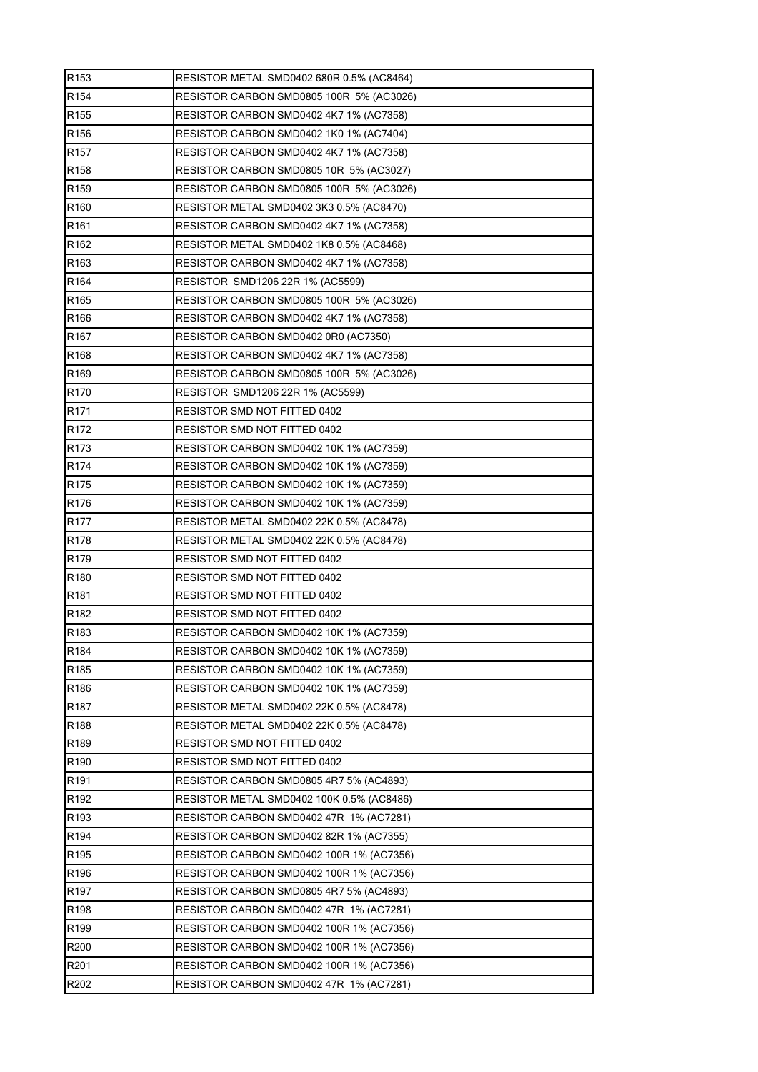| | |
|---|---|
| R153 | RESISTOR METAL SMD0402 680R 0.5% (AC8464) |
| R154 | RESISTOR CARBON SMD0805 100R  5% (AC3026) |
| R155 | RESISTOR CARBON SMD0402 4K7 1% (AC7358) |
| R156 | RESISTOR CARBON SMD0402 1K0 1% (AC7404) |
| R157 | RESISTOR CARBON SMD0402 4K7 1% (AC7358) |
| R158 | RESISTOR CARBON SMD0805 10R  5% (AC3027) |
| R159 | RESISTOR CARBON SMD0805 100R  5% (AC3026) |
| R160 | RESISTOR METAL SMD0402 3K3 0.5% (AC8470) |
| R161 | RESISTOR CARBON SMD0402 4K7 1% (AC7358) |
| R162 | RESISTOR METAL SMD0402 1K8 0.5% (AC8468) |
| R163 | RESISTOR CARBON SMD0402 4K7 1% (AC7358) |
| R164 | RESISTOR  SMD1206 22R 1% (AC5599) |
| R165 | RESISTOR CARBON SMD0805 100R  5% (AC3026) |
| R166 | RESISTOR CARBON SMD0402 4K7 1% (AC7358) |
| R167 | RESISTOR CARBON SMD0402 0R0 (AC7350) |
| R168 | RESISTOR CARBON SMD0402 4K7 1% (AC7358) |
| R169 | RESISTOR CARBON SMD0805 100R  5% (AC3026) |
| R170 | RESISTOR  SMD1206 22R 1% (AC5599) |
| R171 | RESISTOR SMD NOT FITTED 0402 |
| R172 | RESISTOR SMD NOT FITTED 0402 |
| R173 | RESISTOR CARBON SMD0402 10K 1% (AC7359) |
| R174 | RESISTOR CARBON SMD0402 10K 1% (AC7359) |
| R175 | RESISTOR CARBON SMD0402 10K 1% (AC7359) |
| R176 | RESISTOR CARBON SMD0402 10K 1% (AC7359) |
| R177 | RESISTOR METAL SMD0402 22K 0.5% (AC8478) |
| R178 | RESISTOR METAL SMD0402 22K 0.5% (AC8478) |
| R179 | RESISTOR SMD NOT FITTED 0402 |
| R180 | RESISTOR SMD NOT FITTED 0402 |
| R181 | RESISTOR SMD NOT FITTED 0402 |
| R182 | RESISTOR SMD NOT FITTED 0402 |
| R183 | RESISTOR CARBON SMD0402 10K 1% (AC7359) |
| R184 | RESISTOR CARBON SMD0402 10K 1% (AC7359) |
| R185 | RESISTOR CARBON SMD0402 10K 1% (AC7359) |
| R186 | RESISTOR CARBON SMD0402 10K 1% (AC7359) |
| R187 | RESISTOR METAL SMD0402 22K 0.5% (AC8478) |
| R188 | RESISTOR METAL SMD0402 22K 0.5% (AC8478) |
| R189 | RESISTOR SMD NOT FITTED 0402 |
| R190 | RESISTOR SMD NOT FITTED 0402 |
| R191 | RESISTOR CARBON SMD0805 4R7 5% (AC4893) |
| R192 | RESISTOR METAL SMD0402 100K 0.5% (AC8486) |
| R193 | RESISTOR CARBON SMD0402 47R  1% (AC7281) |
| R194 | RESISTOR CARBON SMD0402 82R 1% (AC7355) |
| R195 | RESISTOR CARBON SMD0402 100R 1% (AC7356) |
| R196 | RESISTOR CARBON SMD0402 100R 1% (AC7356) |
| R197 | RESISTOR CARBON SMD0805 4R7 5% (AC4893) |
| R198 | RESISTOR CARBON SMD0402 47R  1% (AC7281) |
| R199 | RESISTOR CARBON SMD0402 100R 1% (AC7356) |
| R200 | RESISTOR CARBON SMD0402 100R 1% (AC7356) |
| R201 | RESISTOR CARBON SMD0402 100R 1% (AC7356) |
| R202 | RESISTOR CARBON SMD0402 47R  1% (AC7281) |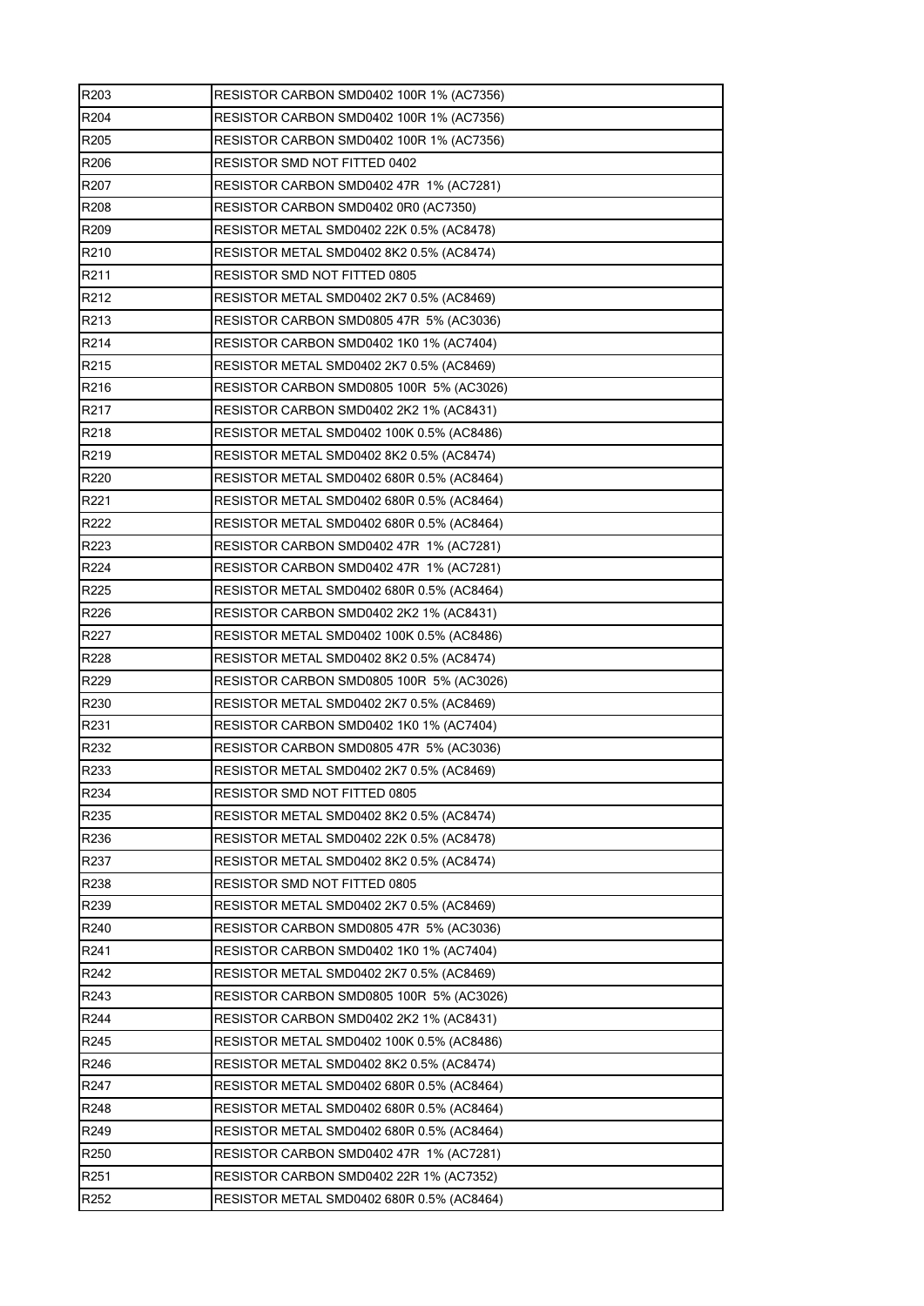| R203 | RESISTOR CARBON SMD0402 100R 1% (AC7356) |
|---|---|
| R204 | RESISTOR CARBON SMD0402 100R 1% (AC7356) |
| R205 | RESISTOR CARBON SMD0402 100R 1% (AC7356) |
| R206 | RESISTOR SMD NOT FITTED 0402 |
| R207 | RESISTOR CARBON SMD0402 47R  1% (AC7281) |
| R208 | RESISTOR CARBON SMD0402 0R0 (AC7350) |
| R209 | RESISTOR METAL SMD0402 22K 0.5% (AC8478) |
| R210 | RESISTOR METAL SMD0402 8K2 0.5% (AC8474) |
| R211 | RESISTOR SMD NOT FITTED 0805 |
| R212 | RESISTOR METAL SMD0402 2K7 0.5% (AC8469) |
| R213 | RESISTOR CARBON SMD0805 47R  5% (AC3036) |
| R214 | RESISTOR CARBON SMD0402 1K0 1% (AC7404) |
| R215 | RESISTOR METAL SMD0402 2K7 0.5% (AC8469) |
| R216 | RESISTOR CARBON SMD0805 100R  5% (AC3026) |
| R217 | RESISTOR CARBON SMD0402 2K2 1% (AC8431) |
| R218 | RESISTOR METAL SMD0402 100K 0.5% (AC8486) |
| R219 | RESISTOR METAL SMD0402 8K2 0.5% (AC8474) |
| R220 | RESISTOR METAL SMD0402 680R 0.5% (AC8464) |
| R221 | RESISTOR METAL SMD0402 680R 0.5% (AC8464) |
| R222 | RESISTOR METAL SMD0402 680R 0.5% (AC8464) |
| R223 | RESISTOR CARBON SMD0402 47R  1% (AC7281) |
| R224 | RESISTOR CARBON SMD0402 47R  1% (AC7281) |
| R225 | RESISTOR METAL SMD0402 680R 0.5% (AC8464) |
| R226 | RESISTOR CARBON SMD0402 2K2 1% (AC8431) |
| R227 | RESISTOR METAL SMD0402 100K 0.5% (AC8486) |
| R228 | RESISTOR METAL SMD0402 8K2 0.5% (AC8474) |
| R229 | RESISTOR CARBON SMD0805 100R  5% (AC3026) |
| R230 | RESISTOR METAL SMD0402 2K7 0.5% (AC8469) |
| R231 | RESISTOR CARBON SMD0402 1K0 1% (AC7404) |
| R232 | RESISTOR CARBON SMD0805 47R  5% (AC3036) |
| R233 | RESISTOR METAL SMD0402 2K7 0.5% (AC8469) |
| R234 | RESISTOR SMD NOT FITTED 0805 |
| R235 | RESISTOR METAL SMD0402 8K2 0.5% (AC8474) |
| R236 | RESISTOR METAL SMD0402 22K 0.5% (AC8478) |
| R237 | RESISTOR METAL SMD0402 8K2 0.5% (AC8474) |
| R238 | RESISTOR SMD NOT FITTED 0805 |
| R239 | RESISTOR METAL SMD0402 2K7 0.5% (AC8469) |
| R240 | RESISTOR CARBON SMD0805 47R  5% (AC3036) |
| R241 | RESISTOR CARBON SMD0402 1K0 1% (AC7404) |
| R242 | RESISTOR METAL SMD0402 2K7 0.5% (AC8469) |
| R243 | RESISTOR CARBON SMD0805 100R  5% (AC3026) |
| R244 | RESISTOR CARBON SMD0402 2K2 1% (AC8431) |
| R245 | RESISTOR METAL SMD0402 100K 0.5% (AC8486) |
| R246 | RESISTOR METAL SMD0402 8K2 0.5% (AC8474) |
| R247 | RESISTOR METAL SMD0402 680R 0.5% (AC8464) |
| R248 | RESISTOR METAL SMD0402 680R 0.5% (AC8464) |
| R249 | RESISTOR METAL SMD0402 680R 0.5% (AC8464) |
| R250 | RESISTOR CARBON SMD0402 47R  1% (AC7281) |
| R251 | RESISTOR CARBON SMD0402 22R 1% (AC7352) |
| R252 | RESISTOR METAL SMD0402 680R 0.5% (AC8464) |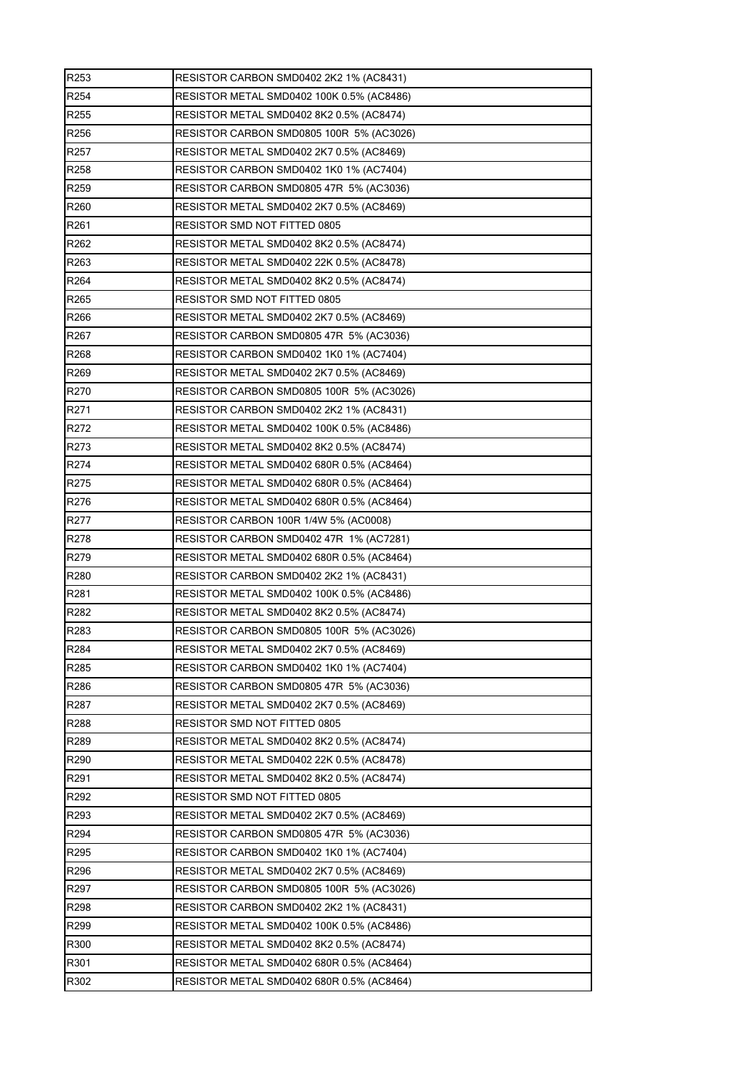| R253 | RESISTOR CARBON SMD0402 2K2 1% (AC8431) |
|---|---|
| R254 | RESISTOR METAL SMD0402 100K 0.5% (AC8486) |
| R255 | RESISTOR METAL SMD0402 8K2 0.5% (AC8474) |
| R256 | RESISTOR CARBON SMD0805 100R 5% (AC3026) |
| R257 | RESISTOR METAL SMD0402 2K7 0.5% (AC8469) |
| R258 | RESISTOR CARBON SMD0402 1K0 1% (AC7404) |
| R259 | RESISTOR CARBON SMD0805 47R 5% (AC3036) |
| R260 | RESISTOR METAL SMD0402 2K7 0.5% (AC8469) |
| R261 | RESISTOR SMD NOT FITTED 0805 |
| R262 | RESISTOR METAL SMD0402 8K2 0.5% (AC8474) |
| R263 | RESISTOR METAL SMD0402 22K 0.5% (AC8478) |
| R264 | RESISTOR METAL SMD0402 8K2 0.5% (AC8474) |
| R265 | RESISTOR SMD NOT FITTED 0805 |
| R266 | RESISTOR METAL SMD0402 2K7 0.5% (AC8469) |
| R267 | RESISTOR CARBON SMD0805 47R 5% (AC3036) |
| R268 | RESISTOR CARBON SMD0402 1K0 1% (AC7404) |
| R269 | RESISTOR METAL SMD0402 2K7 0.5% (AC8469) |
| R270 | RESISTOR CARBON SMD0805 100R 5% (AC3026) |
| R271 | RESISTOR CARBON SMD0402 2K2 1% (AC8431) |
| R272 | RESISTOR METAL SMD0402 100K 0.5% (AC8486) |
| R273 | RESISTOR METAL SMD0402 8K2 0.5% (AC8474) |
| R274 | RESISTOR METAL SMD0402 680R 0.5% (AC8464) |
| R275 | RESISTOR METAL SMD0402 680R 0.5% (AC8464) |
| R276 | RESISTOR METAL SMD0402 680R 0.5% (AC8464) |
| R277 | RESISTOR CARBON 100R 1/4W 5% (AC0008) |
| R278 | RESISTOR CARBON SMD0402 47R 1% (AC7281) |
| R279 | RESISTOR METAL SMD0402 680R 0.5% (AC8464) |
| R280 | RESISTOR CARBON SMD0402 2K2 1% (AC8431) |
| R281 | RESISTOR METAL SMD0402 100K 0.5% (AC8486) |
| R282 | RESISTOR METAL SMD0402 8K2 0.5% (AC8474) |
| R283 | RESISTOR CARBON SMD0805 100R 5% (AC3026) |
| R284 | RESISTOR METAL SMD0402 2K7 0.5% (AC8469) |
| R285 | RESISTOR CARBON SMD0402 1K0 1% (AC7404) |
| R286 | RESISTOR CARBON SMD0805 47R 5% (AC3036) |
| R287 | RESISTOR METAL SMD0402 2K7 0.5% (AC8469) |
| R288 | RESISTOR SMD NOT FITTED 0805 |
| R289 | RESISTOR METAL SMD0402 8K2 0.5% (AC8474) |
| R290 | RESISTOR METAL SMD0402 22K 0.5% (AC8478) |
| R291 | RESISTOR METAL SMD0402 8K2 0.5% (AC8474) |
| R292 | RESISTOR SMD NOT FITTED 0805 |
| R293 | RESISTOR METAL SMD0402 2K7 0.5% (AC8469) |
| R294 | RESISTOR CARBON SMD0805 47R 5% (AC3036) |
| R295 | RESISTOR CARBON SMD0402 1K0 1% (AC7404) |
| R296 | RESISTOR METAL SMD0402 2K7 0.5% (AC8469) |
| R297 | RESISTOR CARBON SMD0805 100R 5% (AC3026) |
| R298 | RESISTOR CARBON SMD0402 2K2 1% (AC8431) |
| R299 | RESISTOR METAL SMD0402 100K 0.5% (AC8486) |
| R300 | RESISTOR METAL SMD0402 8K2 0.5% (AC8474) |
| R301 | RESISTOR METAL SMD0402 680R 0.5% (AC8464) |
| R302 | RESISTOR METAL SMD0402 680R 0.5% (AC8464) |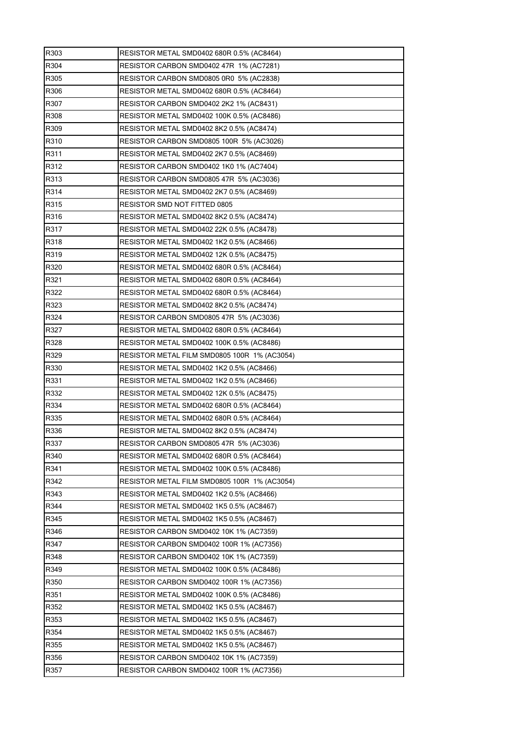| | |
|---|---|
| R303 | RESISTOR METAL SMD0402 680R 0.5% (AC8464) |
| R304 | RESISTOR CARBON SMD0402 47R 1% (AC7281) |
| R305 | RESISTOR CARBON SMD0805 0R0 5% (AC2838) |
| R306 | RESISTOR METAL SMD0402 680R 0.5% (AC8464) |
| R307 | RESISTOR CARBON SMD0402 2K2 1% (AC8431) |
| R308 | RESISTOR METAL SMD0402 100K 0.5% (AC8486) |
| R309 | RESISTOR METAL SMD0402 8K2 0.5% (AC8474) |
| R310 | RESISTOR CARBON SMD0805 100R 5% (AC3026) |
| R311 | RESISTOR METAL SMD0402 2K7 0.5% (AC8469) |
| R312 | RESISTOR CARBON SMD0402 1K0 1% (AC7404) |
| R313 | RESISTOR CARBON SMD0805 47R 5% (AC3036) |
| R314 | RESISTOR METAL SMD0402 2K7 0.5% (AC8469) |
| R315 | RESISTOR SMD NOT FITTED 0805 |
| R316 | RESISTOR METAL SMD0402 8K2 0.5% (AC8474) |
| R317 | RESISTOR METAL SMD0402 22K 0.5% (AC8478) |
| R318 | RESISTOR METAL SMD0402 1K2 0.5% (AC8466) |
| R319 | RESISTOR METAL SMD0402 12K 0.5% (AC8475) |
| R320 | RESISTOR METAL SMD0402 680R 0.5% (AC8464) |
| R321 | RESISTOR METAL SMD0402 680R 0.5% (AC8464) |
| R322 | RESISTOR METAL SMD0402 680R 0.5% (AC8464) |
| R323 | RESISTOR METAL SMD0402 8K2 0.5% (AC8474) |
| R324 | RESISTOR CARBON SMD0805 47R 5% (AC3036) |
| R327 | RESISTOR METAL SMD0402 680R 0.5% (AC8464) |
| R328 | RESISTOR METAL SMD0402 100K 0.5% (AC8486) |
| R329 | RESISTOR METAL FILM SMD0805 100R 1% (AC3054) |
| R330 | RESISTOR METAL SMD0402 1K2 0.5% (AC8466) |
| R331 | RESISTOR METAL SMD0402 1K2 0.5% (AC8466) |
| R332 | RESISTOR METAL SMD0402 12K 0.5% (AC8475) |
| R334 | RESISTOR METAL SMD0402 680R 0.5% (AC8464) |
| R335 | RESISTOR METAL SMD0402 680R 0.5% (AC8464) |
| R336 | RESISTOR METAL SMD0402 8K2 0.5% (AC8474) |
| R337 | RESISTOR CARBON SMD0805 47R 5% (AC3036) |
| R340 | RESISTOR METAL SMD0402 680R 0.5% (AC8464) |
| R341 | RESISTOR METAL SMD0402 100K 0.5% (AC8486) |
| R342 | RESISTOR METAL FILM SMD0805 100R 1% (AC3054) |
| R343 | RESISTOR METAL SMD0402 1K2 0.5% (AC8466) |
| R344 | RESISTOR METAL SMD0402 1K5 0.5% (AC8467) |
| R345 | RESISTOR METAL SMD0402 1K5 0.5% (AC8467) |
| R346 | RESISTOR CARBON SMD0402 10K 1% (AC7359) |
| R347 | RESISTOR CARBON SMD0402 100R 1% (AC7356) |
| R348 | RESISTOR CARBON SMD0402 10K 1% (AC7359) |
| R349 | RESISTOR METAL SMD0402 100K 0.5% (AC8486) |
| R350 | RESISTOR CARBON SMD0402 100R 1% (AC7356) |
| R351 | RESISTOR METAL SMD0402 100K 0.5% (AC8486) |
| R352 | RESISTOR METAL SMD0402 1K5 0.5% (AC8467) |
| R353 | RESISTOR METAL SMD0402 1K5 0.5% (AC8467) |
| R354 | RESISTOR METAL SMD0402 1K5 0.5% (AC8467) |
| R355 | RESISTOR METAL SMD0402 1K5 0.5% (AC8467) |
| R356 | RESISTOR CARBON SMD0402 10K 1% (AC7359) |
| R357 | RESISTOR CARBON SMD0402 100R 1% (AC7356) |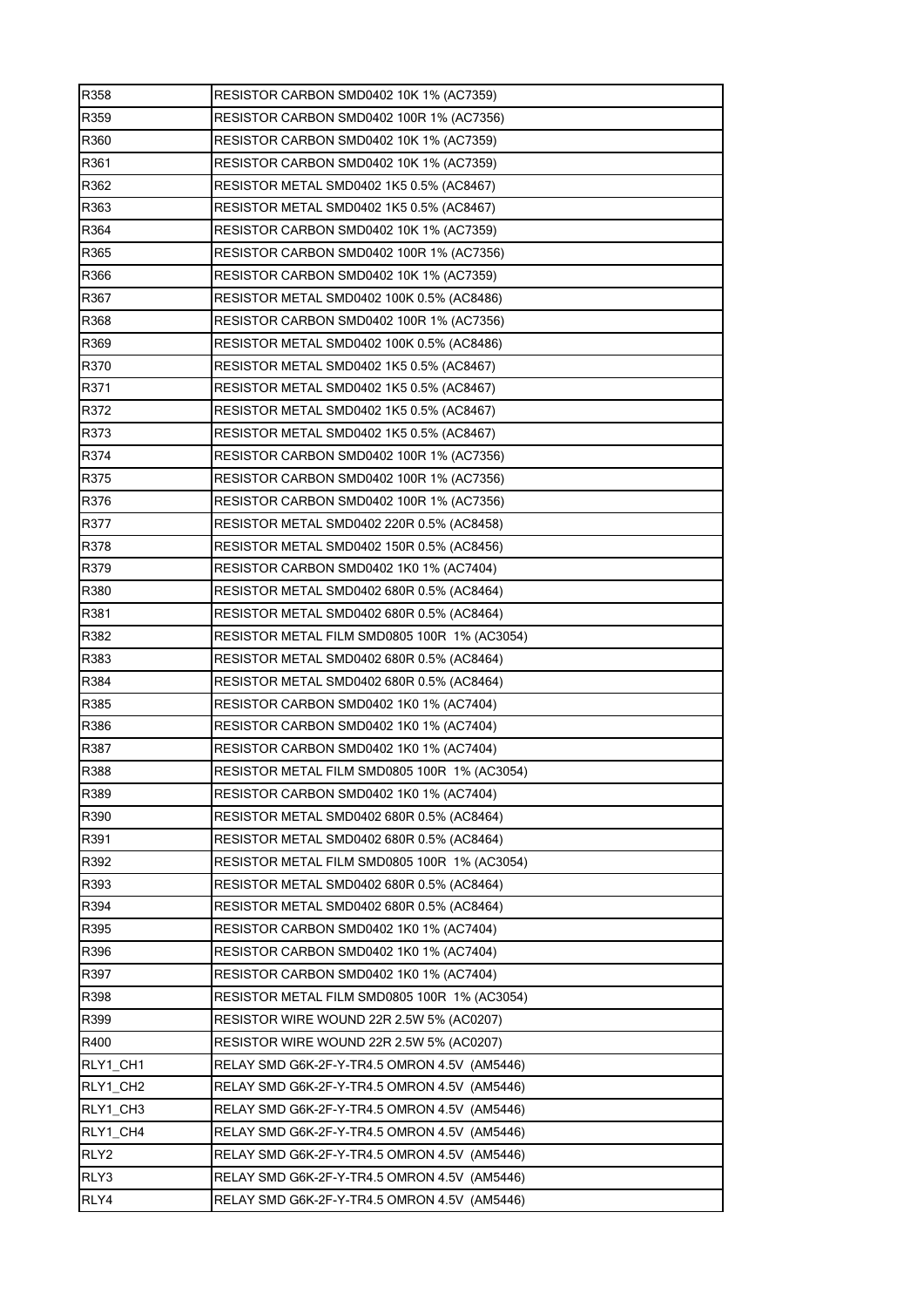| | |
|---|---|
| R358 | RESISTOR CARBON SMD0402 10K 1% (AC7359) |
| R359 | RESISTOR CARBON SMD0402 100R 1% (AC7356) |
| R360 | RESISTOR CARBON SMD0402 10K 1% (AC7359) |
| R361 | RESISTOR CARBON SMD0402 10K 1% (AC7359) |
| R362 | RESISTOR METAL SMD0402 1K5 0.5% (AC8467) |
| R363 | RESISTOR METAL SMD0402 1K5 0.5% (AC8467) |
| R364 | RESISTOR CARBON SMD0402 10K 1% (AC7359) |
| R365 | RESISTOR CARBON SMD0402 100R 1% (AC7356) |
| R366 | RESISTOR CARBON SMD0402 10K 1% (AC7359) |
| R367 | RESISTOR METAL SMD0402 100K 0.5% (AC8486) |
| R368 | RESISTOR CARBON SMD0402 100R 1% (AC7356) |
| R369 | RESISTOR METAL SMD0402 100K 0.5% (AC8486) |
| R370 | RESISTOR METAL SMD0402 1K5 0.5% (AC8467) |
| R371 | RESISTOR METAL SMD0402 1K5 0.5% (AC8467) |
| R372 | RESISTOR METAL SMD0402 1K5 0.5% (AC8467) |
| R373 | RESISTOR METAL SMD0402 1K5 0.5% (AC8467) |
| R374 | RESISTOR CARBON SMD0402 100R 1% (AC7356) |
| R375 | RESISTOR CARBON SMD0402 100R 1% (AC7356) |
| R376 | RESISTOR CARBON SMD0402 100R 1% (AC7356) |
| R377 | RESISTOR METAL SMD0402 220R 0.5% (AC8458) |
| R378 | RESISTOR METAL SMD0402 150R 0.5% (AC8456) |
| R379 | RESISTOR CARBON SMD0402 1K0 1% (AC7404) |
| R380 | RESISTOR METAL SMD0402 680R 0.5% (AC8464) |
| R381 | RESISTOR METAL SMD0402 680R 0.5% (AC8464) |
| R382 | RESISTOR METAL FILM SMD0805 100R 1% (AC3054) |
| R383 | RESISTOR METAL SMD0402 680R 0.5% (AC8464) |
| R384 | RESISTOR METAL SMD0402 680R 0.5% (AC8464) |
| R385 | RESISTOR CARBON SMD0402 1K0 1% (AC7404) |
| R386 | RESISTOR CARBON SMD0402 1K0 1% (AC7404) |
| R387 | RESISTOR CARBON SMD0402 1K0 1% (AC7404) |
| R388 | RESISTOR METAL FILM SMD0805 100R 1% (AC3054) |
| R389 | RESISTOR CARBON SMD0402 1K0 1% (AC7404) |
| R390 | RESISTOR METAL SMD0402 680R 0.5% (AC8464) |
| R391 | RESISTOR METAL SMD0402 680R 0.5% (AC8464) |
| R392 | RESISTOR METAL FILM SMD0805 100R 1% (AC3054) |
| R393 | RESISTOR METAL SMD0402 680R 0.5% (AC8464) |
| R394 | RESISTOR METAL SMD0402 680R 0.5% (AC8464) |
| R395 | RESISTOR CARBON SMD0402 1K0 1% (AC7404) |
| R396 | RESISTOR CARBON SMD0402 1K0 1% (AC7404) |
| R397 | RESISTOR CARBON SMD0402 1K0 1% (AC7404) |
| R398 | RESISTOR METAL FILM SMD0805 100R 1% (AC3054) |
| R399 | RESISTOR WIRE WOUND 22R 2.5W 5% (AC0207) |
| R400 | RESISTOR WIRE WOUND 22R 2.5W 5% (AC0207) |
| RLY1_CH1 | RELAY SMD G6K-2F-Y-TR4.5 OMRON 4.5V (AM5446) |
| RLY1_CH2 | RELAY SMD G6K-2F-Y-TR4.5 OMRON 4.5V (AM5446) |
| RLY1_CH3 | RELAY SMD G6K-2F-Y-TR4.5 OMRON 4.5V (AM5446) |
| RLY1_CH4 | RELAY SMD G6K-2F-Y-TR4.5 OMRON 4.5V (AM5446) |
| RLY2 | RELAY SMD G6K-2F-Y-TR4.5 OMRON 4.5V (AM5446) |
| RLY3 | RELAY SMD G6K-2F-Y-TR4.5 OMRON 4.5V (AM5446) |
| RLY4 | RELAY SMD G6K-2F-Y-TR4.5 OMRON 4.5V (AM5446) |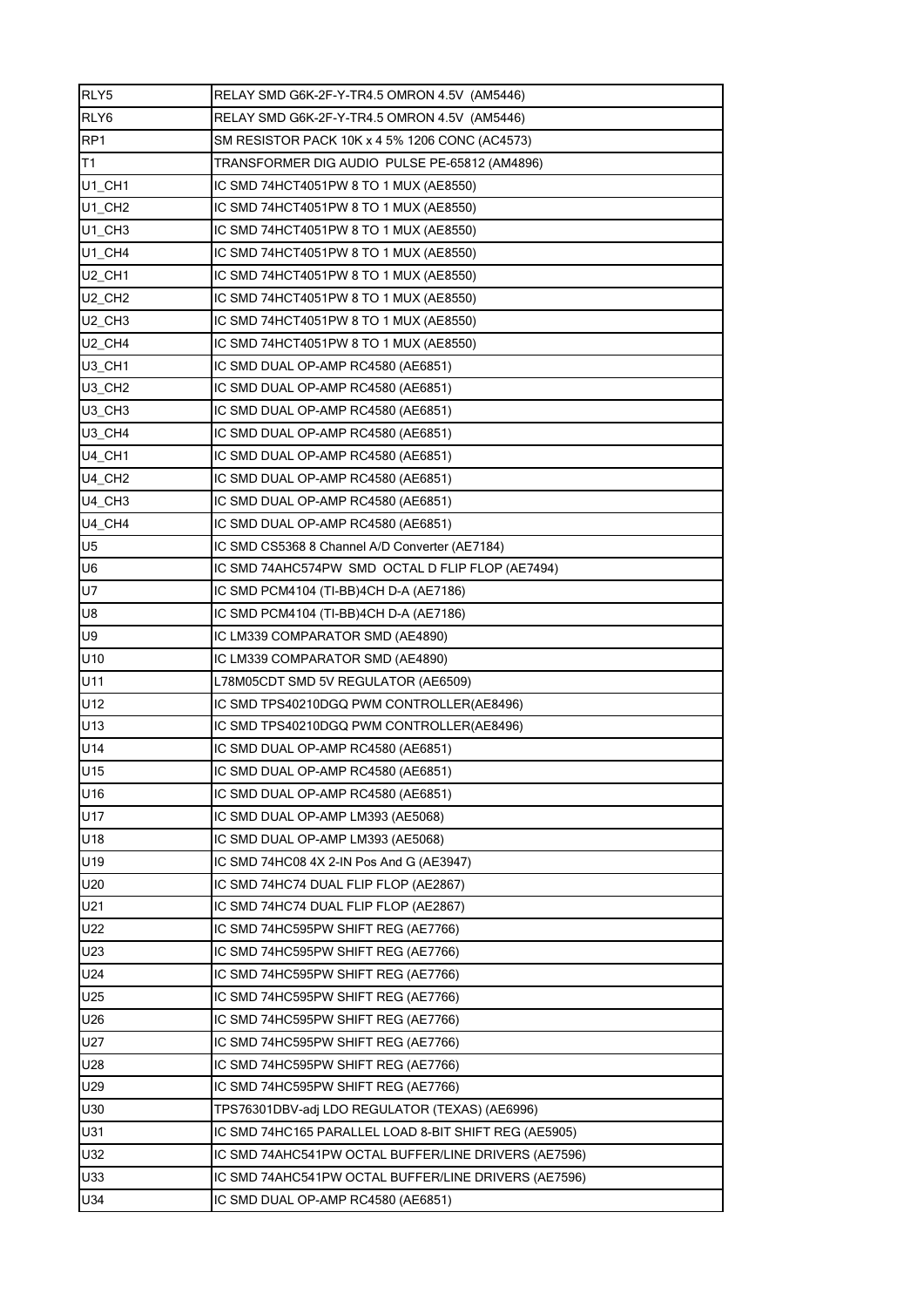| | |
|---|---|
| RLY5 | RELAY SMD G6K-2F-Y-TR4.5 OMRON 4.5V (AM5446) |
| RLY6 | RELAY SMD G6K-2F-Y-TR4.5 OMRON 4.5V (AM5446) |
| RP1 | SM RESISTOR PACK 10K x 4 5% 1206 CONC (AC4573) |
| T1 | TRANSFORMER DIG AUDIO PULSE PE-65812 (AM4896) |
| U1_CH1 | IC SMD 74HCT4051PW 8 TO 1 MUX (AE8550) |
| U1_CH2 | IC SMD 74HCT4051PW 8 TO 1 MUX (AE8550) |
| U1_CH3 | IC SMD 74HCT4051PW 8 TO 1 MUX (AE8550) |
| U1_CH4 | IC SMD 74HCT4051PW 8 TO 1 MUX (AE8550) |
| U2_CH1 | IC SMD 74HCT4051PW 8 TO 1 MUX (AE8550) |
| U2_CH2 | IC SMD 74HCT4051PW 8 TO 1 MUX (AE8550) |
| U2_CH3 | IC SMD 74HCT4051PW 8 TO 1 MUX (AE8550) |
| U2_CH4 | IC SMD 74HCT4051PW 8 TO 1 MUX (AE8550) |
| U3_CH1 | IC SMD DUAL OP-AMP RC4580 (AE6851) |
| U3_CH2 | IC SMD DUAL OP-AMP RC4580 (AE6851) |
| U3_CH3 | IC SMD DUAL OP-AMP RC4580 (AE6851) |
| U3_CH4 | IC SMD DUAL OP-AMP RC4580 (AE6851) |
| U4_CH1 | IC SMD DUAL OP-AMP RC4580 (AE6851) |
| U4_CH2 | IC SMD DUAL OP-AMP RC4580 (AE6851) |
| U4_CH3 | IC SMD DUAL OP-AMP RC4580 (AE6851) |
| U4_CH4 | IC SMD DUAL OP-AMP RC4580 (AE6851) |
| U5 | IC SMD CS5368 8 Channel A/D Converter (AE7184) |
| U6 | IC SMD 74AHC574PW SMD OCTAL D FLIP FLOP (AE7494) |
| U7 | IC SMD PCM4104 (TI-BB)4CH D-A (AE7186) |
| U8 | IC SMD PCM4104 (TI-BB)4CH D-A (AE7186) |
| U9 | IC LM339 COMPARATOR SMD (AE4890) |
| U10 | IC LM339 COMPARATOR SMD (AE4890) |
| U11 | L78M05CDT SMD 5V REGULATOR (AE6509) |
| U12 | IC SMD TPS40210DGQ PWM CONTROLLER(AE8496) |
| U13 | IC SMD TPS40210DGQ PWM CONTROLLER(AE8496) |
| U14 | IC SMD DUAL OP-AMP RC4580 (AE6851) |
| U15 | IC SMD DUAL OP-AMP RC4580 (AE6851) |
| U16 | IC SMD DUAL OP-AMP RC4580 (AE6851) |
| U17 | IC SMD DUAL OP-AMP LM393 (AE5068) |
| U18 | IC SMD DUAL OP-AMP LM393 (AE5068) |
| U19 | IC SMD 74HC08 4X 2-IN Pos And G (AE3947) |
| U20 | IC SMD 74HC74 DUAL FLIP FLOP (AE2867) |
| U21 | IC SMD 74HC74 DUAL FLIP FLOP (AE2867) |
| U22 | IC SMD 74HC595PW SHIFT REG (AE7766) |
| U23 | IC SMD 74HC595PW SHIFT REG (AE7766) |
| U24 | IC SMD 74HC595PW SHIFT REG (AE7766) |
| U25 | IC SMD 74HC595PW SHIFT REG (AE7766) |
| U26 | IC SMD 74HC595PW SHIFT REG (AE7766) |
| U27 | IC SMD 74HC595PW SHIFT REG (AE7766) |
| U28 | IC SMD 74HC595PW SHIFT REG (AE7766) |
| U29 | IC SMD 74HC595PW SHIFT REG (AE7766) |
| U30 | TPS76301DBV-adj LDO REGULATOR (TEXAS) (AE6996) |
| U31 | IC SMD 74HC165 PARALLEL LOAD 8-BIT SHIFT REG (AE5905) |
| U32 | IC SMD 74AHC541PW OCTAL BUFFER/LINE DRIVERS (AE7596) |
| U33 | IC SMD 74AHC541PW OCTAL BUFFER/LINE DRIVERS (AE7596) |
| U34 | IC SMD DUAL OP-AMP RC4580 (AE6851) |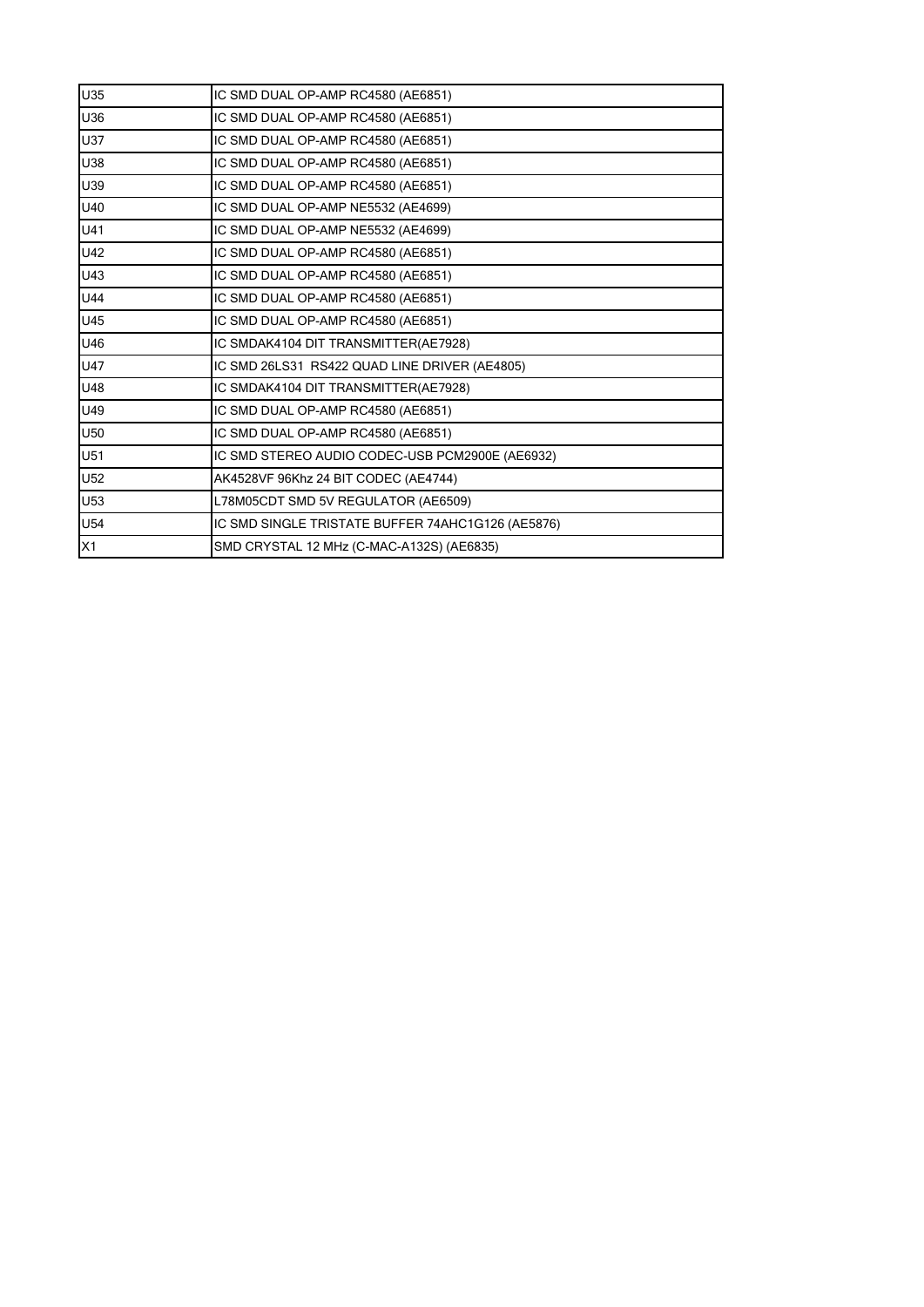| | |
|---|---|
| U35 | IC SMD DUAL OP-AMP RC4580 (AE6851) |
| U36 | IC SMD DUAL OP-AMP RC4580 (AE6851) |
| U37 | IC SMD DUAL OP-AMP RC4580 (AE6851) |
| U38 | IC SMD DUAL OP-AMP RC4580 (AE6851) |
| U39 | IC SMD DUAL OP-AMP RC4580 (AE6851) |
| U40 | IC SMD DUAL OP-AMP NE5532 (AE4699) |
| U41 | IC SMD DUAL OP-AMP NE5532 (AE4699) |
| U42 | IC SMD DUAL OP-AMP RC4580 (AE6851) |
| U43 | IC SMD DUAL OP-AMP RC4580 (AE6851) |
| U44 | IC SMD DUAL OP-AMP RC4580 (AE6851) |
| U45 | IC SMD DUAL OP-AMP RC4580 (AE6851) |
| U46 | IC SMDAK4104 DIT TRANSMITTER(AE7928) |
| U47 | IC SMD 26LS31 RS422 QUAD LINE DRIVER (AE4805) |
| U48 | IC SMDAK4104 DIT TRANSMITTER(AE7928) |
| U49 | IC SMD DUAL OP-AMP RC4580 (AE6851) |
| U50 | IC SMD DUAL OP-AMP RC4580 (AE6851) |
| U51 | IC SMD STEREO AUDIO CODEC-USB PCM2900E (AE6932) |
| U52 | AK4528VF 96Khz 24 BIT CODEC (AE4744) |
| U53 | L78M05CDT SMD 5V REGULATOR (AE6509) |
| U54 | IC SMD SINGLE TRISTATE BUFFER 74AHC1G126 (AE5876) |
| X1 | SMD CRYSTAL 12 MHz (C-MAC-A132S) (AE6835) |